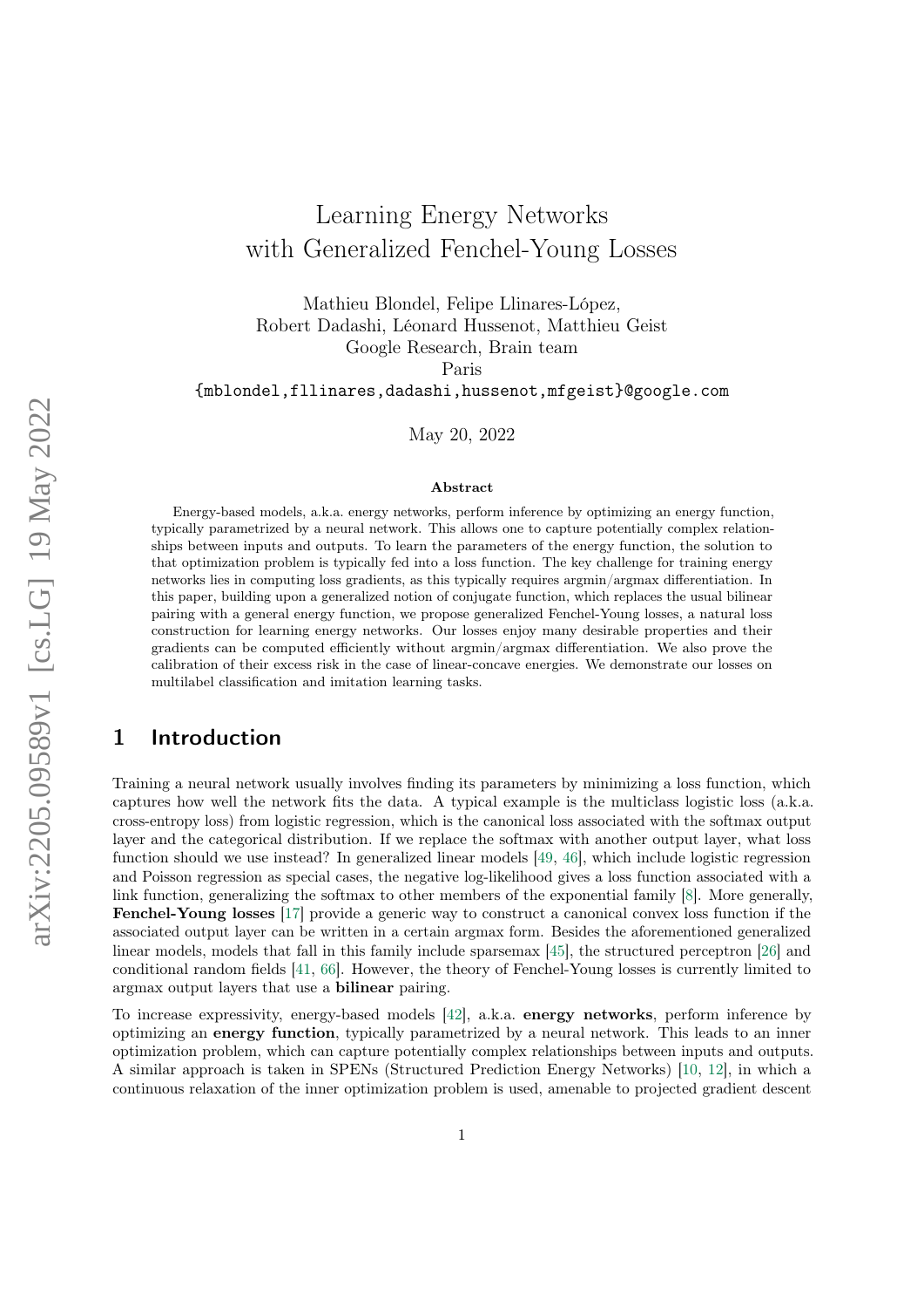# Learning Energy Networks with Generalized Fenchel-Young Losses

Mathieu Blondel, Felipe Llinares-López,
Robert Dadashi, Léonard Hussenot, Matthieu Geist
Google Research, Brain team
Paris
{mblondel,fllinares,dadashi,hussenot,mfgeist}@google.com

May 20, 2022

### Abstract

Energy-based models, a.k.a. energy networks, perform inference by optimizing an energy function, typically parametrized by a neural network. This allows one to capture potentially complex relationships between inputs and outputs. To learn the parameters of the energy function, the solution to that optimization problem is typically fed into a loss function. The key challenge for training energy networks lies in computing loss gradients, as this typically requires argmin/argmax differentiation. In this paper, building upon a generalized notion of conjugate function, which replaces the usual bilinear pairing with a general energy function, we propose generalized Fenchel-Young losses, a natural loss construction for learning energy networks. Our losses enjoy many desirable properties and their gradients can be computed efficiently without argmin/argmax differentiation. We also prove the calibration of their excess risk in the case of linear-concave energies. We demonstrate our losses on multilabel classification and imitation learning tasks.

## 1 Introduction

Training a neural network usually involves finding its parameters by minimizing a loss function, which captures how well the network fits the data. A typical example is the multiclass logistic loss (a.k.a. cross-entropy loss) from logistic regression, which is the canonical loss associated with the softmax output layer and the categorical distribution. If we replace the softmax with another output layer, what loss function should we use instead? In generalized linear models [49, 46], which include logistic regression and Poisson regression as special cases, the negative log-likelihood gives a loss function associated with a link function, generalizing the softmax to other members of the exponential family [8]. More generally, **Fenchel-Young losses** [17] provide a generic way to construct a canonical convex loss function if the associated output layer can be written in a certain argmax form. Besides the aforementioned generalized linear models, models that fall in this family include sparsemax [45], the structured perceptron [26] and conditional random fields [41, 66]. However, the theory of Fenchel-Young losses is currently limited to argmax output layers that use a **bilinear** pairing.

To increase expressivity, energy-based models [42], a.k.a. **energy networks**, perform inference by optimizing an **energy function**, typically parametrized by a neural network. This leads to an inner optimization problem, which can capture potentially complex relationships between inputs and outputs. A similar approach is taken in SPENs (Structured Prediction Energy Networks) [10, 12], in which a continuous relaxation of the inner optimization problem is used, amenable to projected gradient descent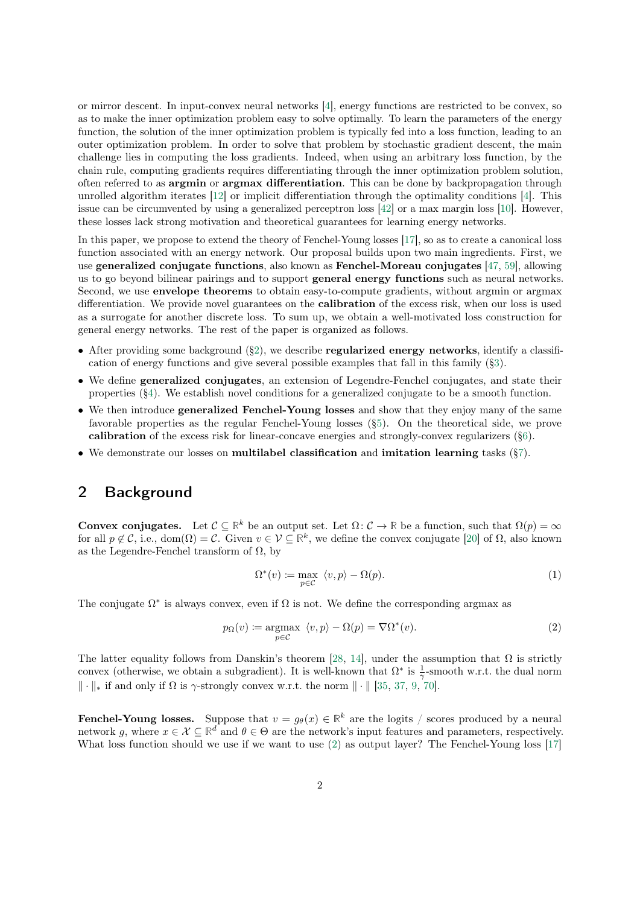or mirror descent. In input-convex neural networks [4], energy functions are restricted to be convex, so as to make the inner optimization problem easy to solve optimally. To learn the parameters of the energy function, the solution of the inner optimization problem is typically fed into a loss function, leading to an outer optimization problem. In order to solve that problem by stochastic gradient descent, the main challenge lies in computing the loss gradients. Indeed, when using an arbitrary loss function, by the chain rule, computing gradients requires differentiating through the inner optimization problem solution, often referred to as **argmin** or **argmax differentiation**. This can be done by backpropagation through unrolled algorithm iterates [12] or implicit differentiation through the optimality conditions [4]. This issue can be circumvented by using a generalized perceptron loss [42] or a max margin loss [10]. However, these losses lack strong motivation and theoretical guarantees for learning energy networks.

In this paper, we propose to extend the theory of Fenchel-Young losses [17], so as to create a canonical loss function associated with an energy network. Our proposal builds upon two main ingredients. First, we use **generalized conjugate functions**, also known as **Fenchel-Moreau conjugates** [47, 59], allowing us to go beyond bilinear pairings and to support **general energy functions** such as neural networks. Second, we use **envelope theorems** to obtain easy-to-compute gradients, without argmin or argmax differentiation. We provide novel guarantees on the **calibration** of the excess risk, when our loss is used as a surrogate for another discrete loss. To sum up, we obtain a well-motivated loss construction for general energy networks. The rest of the paper is organized as follows.

- After providing some background (§2), we describe **regularized energy networks**, identify a classification of energy functions and give several possible examples that fall in this family (§3).
- We define **generalized conjugates**, an extension of Legendre-Fenchel conjugates, and state their properties (§4). We establish novel conditions for a generalized conjugate to be a smooth function.
- We then introduce **generalized Fenchel-Young losses** and show that they enjoy many of the same favorable properties as the regular Fenchel-Young losses (§5). On the theoretical side, we prove **calibration** of the excess risk for linear-concave energies and strongly-convex regularizers (§6).
- We demonstrate our losses on **multilabel classification** and **imitation learning** tasks (§7).

## 2 Background

**Convex conjugates.** Let $\mathcal{C} \subseteq \mathbb{R}^k$ be an output set. Let $\Omega \colon \mathcal{C} \to \mathbb{R}$ be a function, such that $\Omega(p) = \infty$ for all $p \notin \mathcal{C}$, i.e., $\mathrm{dom}(\Omega) = \mathcal{C}$. Given $v \in \mathcal{V} \subseteq \mathbb{R}^k$, we define the convex conjugate [20] of $\Omega$, also known as the Legendre-Fenchel transform of $\Omega$, by

$$\Omega^*(v) \coloneqq \max_{p \in \mathcal{C}} \; \langle v, p \rangle - \Omega(p). \tag{1}$$

The conjugate $\Omega^*$ is always convex, even if $\Omega$ is not. We define the corresponding argmax as

$$p_\Omega(v) \coloneqq \operatorname*{argmax}_{p \in \mathcal{C}} \; \langle v, p \rangle - \Omega(p) = \nabla \Omega^*(v). \tag{2}$$

The latter equality follows from Danskin's theorem [28, 14], under the assumption that $\Omega$ is strictly convex (otherwise, we obtain a subgradient). It is well-known that $\Omega^*$ is $\frac{1}{\gamma}$-smooth w.r.t. the dual norm $\|\cdot\|_*$ if and only if $\Omega$ is $\gamma$-strongly convex w.r.t. the norm $\|\cdot\|$ [35, 37, 9, 70].

**Fenchel-Young losses.** Suppose that $v = g_\theta(x) \in \mathbb{R}^k$ are the logits / scores produced by a neural network $g$, where $x \in \mathcal{X} \subseteq \mathbb{R}^d$ and $\theta \in \Theta$ are the network's input features and parameters, respectively. What loss function should we use if we want to use (2) as output layer? The Fenchel-Young loss [17]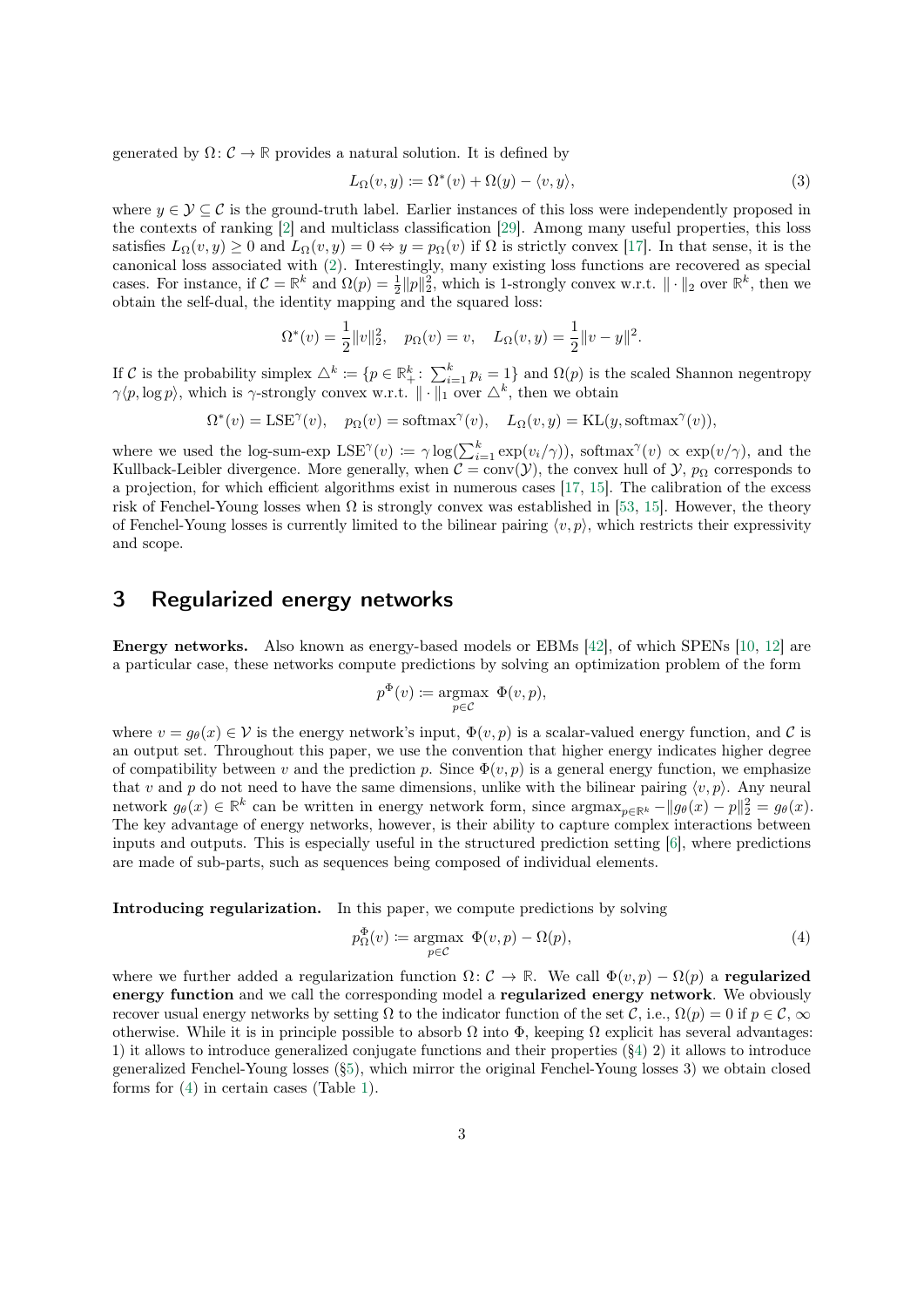generated by $\Omega \colon \mathcal{C} \to \mathbb{R}$ provides a natural solution. It is defined by

$$L_\Omega(v, y) := \Omega^*(v) + \Omega(y) - \langle v, y \rangle, \tag{3}$$

where $y \in \mathcal{Y} \subseteq \mathcal{C}$ is the ground-truth label. Earlier instances of this loss were independently proposed in the contexts of ranking [2] and multiclass classification [29]. Among many useful properties, this loss satisfies $L_\Omega(v, y) \geq 0$ and $L_\Omega(v, y) = 0 \Leftrightarrow y = p_\Omega(v)$ if $\Omega$ is strictly convex [17]. In that sense, it is the canonical loss associated with (2). Interestingly, many existing loss functions are recovered as special cases. For instance, if $\mathcal{C} = \mathbb{R}^k$ and $\Omega(p) = \frac{1}{2}\|p\|_2^2$, which is 1-strongly convex w.r.t. $\|\cdot\|_2$ over $\mathbb{R}^k$, then we obtain the self-dual, the identity mapping and the squared loss:

$$\Omega^*(v) = \frac{1}{2}\|v\|_2^2, \quad p_\Omega(v) = v, \quad L_\Omega(v, y) = \frac{1}{2}\|v - y\|^2.$$

If $\mathcal{C}$ is the probability simplex $\triangle^k := \{p \in \mathbb{R}_+^k \colon \sum_{i=1}^k p_i = 1\}$ and $\Omega(p)$ is the scaled Shannon negentropy $\gamma\langle p, \log p \rangle$, which is $\gamma$-strongly convex w.r.t. $\|\cdot\|_1$ over $\triangle^k$, then we obtain

$$\Omega^*(v) = \mathrm{LSE}^\gamma(v), \quad p_\Omega(v) = \mathrm{softmax}^\gamma(v), \quad L_\Omega(v, y) = \mathrm{KL}(y, \mathrm{softmax}^\gamma(v)),$$

where we used the log-sum-exp $\mathrm{LSE}^\gamma(v) := \gamma \log(\sum_{i=1}^k \exp(v_i/\gamma))$, $\mathrm{softmax}^\gamma(v) \propto \exp(v/\gamma)$, and the Kullback-Leibler divergence. More generally, when $\mathcal{C} = \mathrm{conv}(\mathcal{Y})$, the convex hull of $\mathcal{Y}$, $p_\Omega$ corresponds to a projection, for which efficient algorithms exist in numerous cases [17, 15]. The calibration of the excess risk of Fenchel-Young losses when $\Omega$ is strongly convex was established in [53, 15]. However, the theory of Fenchel-Young losses is currently limited to the bilinear pairing $\langle v, p \rangle$, which restricts their expressivity and scope.

## 3 Regularized energy networks

**Energy networks.** Also known as energy-based models or EBMs [42], of which SPENs [10, 12] are a particular case, these networks compute predictions by solving an optimization problem of the form

$$p^\Phi(v) := \operatorname*{argmax}_{p \in \mathcal{C}} \; \Phi(v, p),$$

where $v = g_\theta(x) \in \mathcal{V}$ is the energy network's input, $\Phi(v, p)$ is a scalar-valued energy function, and $\mathcal{C}$ is an output set. Throughout this paper, we use the convention that higher energy indicates higher degree of compatibility between $v$ and the prediction $p$. Since $\Phi(v, p)$ is a general energy function, we emphasize that $v$ and $p$ do not need to have the same dimensions, unlike with the bilinear pairing $\langle v, p \rangle$. Any neural network $g_\theta(x) \in \mathbb{R}^k$ can be written in energy network form, since $\operatorname{argmax}_{p \in \mathbb{R}^k} -\|g_\theta(x) - p\|_2^2 = g_\theta(x)$. The key advantage of energy networks, however, is their ability to capture complex interactions between inputs and outputs. This is especially useful in the structured prediction setting [6], where predictions are made of sub-parts, such as sequences being composed of individual elements.

**Introducing regularization.** In this paper, we compute predictions by solving

$$p_\Omega^\Phi(v) := \operatorname*{argmax}_{p \in \mathcal{C}} \; \Phi(v, p) - \Omega(p), \tag{4}$$

where we further added a regularization function $\Omega \colon \mathcal{C} \to \mathbb{R}$. We call $\Phi(v, p) - \Omega(p)$ a **regularized energy function** and we call the corresponding model a **regularized energy network**. We obviously recover usual energy networks by setting $\Omega$ to the indicator function of the set $\mathcal{C}$, i.e., $\Omega(p) = 0$ if $p \in \mathcal{C}$, $\infty$ otherwise. While it is in principle possible to absorb $\Omega$ into $\Phi$, keeping $\Omega$ explicit has several advantages: 1) it allows to introduce generalized conjugate functions and their properties (§4) 2) it allows to introduce generalized Fenchel-Young losses (§5), which mirror the original Fenchel-Young losses 3) we obtain closed forms for (4) in certain cases (Table 1).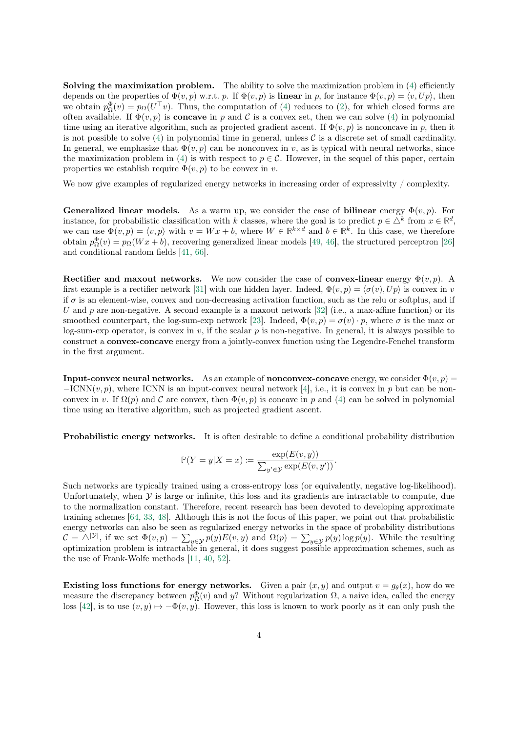**Solving the maximization problem.** The ability to solve the maximization problem in (4) efficiently depends on the properties of $\Phi(v, p)$ w.r.t. $p$. If $\Phi(v, p)$ is **linear** in $p$, for instance $\Phi(v, p) = \langle v, Up \rangle$, then we obtain $p_\Omega^\Phi(v) = p_\Omega(U^\top v)$. Thus, the computation of (4) reduces to (2), for which closed forms are often available. If $\Phi(v, p)$ is **concave** in $p$ and $\mathcal{C}$ is a convex set, then we can solve (4) in polynomial time using an iterative algorithm, such as projected gradient ascent. If $\Phi(v, p)$ is nonconcave in $p$, then it is not possible to solve (4) in polynomial time in general, unless $\mathcal{C}$ is a discrete set of small cardinality. In general, we emphasize that $\Phi(v, p)$ can be nonconvex in $v$, as is typical with neural networks, since the maximization problem in (4) is with respect to $p \in \mathcal{C}$. However, in the sequel of this paper, certain properties we establish require $\Phi(v, p)$ to be convex in $v$.

We now give examples of regularized energy networks in increasing order of expressivity / complexity.

**Generalized linear models.** As a warm up, we consider the case of **bilinear** energy $\Phi(v, p)$. For instance, for probabilistic classification with $k$ classes, where the goal is to predict $p \in \triangle^k$ from $x \in \mathbb{R}^d$, we can use $\Phi(v, p) = \langle v, p \rangle$ with $v = Wx + b$, where $W \in \mathbb{R}^{k \times d}$ and $b \in \mathbb{R}^k$. In this case, we therefore obtain $p_\Omega^\Phi(v) = p_\Omega(Wx + b)$, recovering generalized linear models [49, 46], the structured perceptron [26] and conditional random fields [41, 66].

**Rectifier and maxout networks.** We now consider the case of **convex-linear** energy $\Phi(v, p)$. A first example is a rectifier network [31] with one hidden layer. Indeed, $\Phi(v, p) = \langle \sigma(v), Up \rangle$ is convex in $v$ if $\sigma$ is an element-wise, convex and non-decreasing activation function, such as the relu or softplus, and if $U$ and $p$ are non-negative. A second example is a maxout network [32] (i.e., a max-affine function) or its smoothed counterpart, the log-sum-exp network [23]. Indeed, $\Phi(v, p) = \sigma(v) \cdot p$, where $\sigma$ is the max or log-sum-exp operator, is convex in $v$, if the scalar $p$ is non-negative. In general, it is always possible to construct a **convex-concave** energy from a jointly-convex function using the Legendre-Fenchel transform in the first argument.

**Input-convex neural networks.** As an example of **nonconvex-concave** energy, we consider $\Phi(v, p) = -\text{ICNN}(v, p)$, where ICNN is an input-convex neural network [4], i.e., it is convex in $p$ but can be nonconvex in $v$. If $\Omega(p)$ and $\mathcal{C}$ are convex, then $\Phi(v, p)$ is concave in $p$ and (4) can be solved in polynomial time using an iterative algorithm, such as projected gradient ascent.

**Probabilistic energy networks.** It is often desirable to define a conditional probability distribution

$$\mathbb{P}(Y = y | X = x) := \frac{\exp(E(v, y))}{\sum_{y' \in \mathcal{Y}} \exp(E(v, y'))}.$$

Such networks are typically trained using a cross-entropy loss (or equivalently, negative log-likelihood). Unfortunately, when $\mathcal{Y}$ is large or infinite, this loss and its gradients are intractable to compute, due to the normalization constant. Therefore, recent research has been devoted to developing approximate training schemes [64, 33, 48]. Although this is not the focus of this paper, we point out that probabilistic energy networks can also be seen as regularized energy networks in the space of probability distributions $\mathcal{C} = \triangle^{|\mathcal{Y}|}$, if we set $\Phi(v, p) = \sum_{y \in \mathcal{Y}} p(y) E(v, y)$ and $\Omega(p) = \sum_{y \in \mathcal{Y}} p(y) \log p(y)$. While the resulting optimization problem is intractable in general, it does suggest possible approximation schemes, such as the use of Frank-Wolfe methods [11, 40, 52].

**Existing loss functions for energy networks.** Given a pair $(x, y)$ and output $v = g_\theta(x)$, how do we measure the discrepancy between $p_\Omega^\Phi(v)$ and $y$? Without regularization $\Omega$, a naive idea, called the energy loss [42], is to use $(v, y) \mapsto -\Phi(v, y)$. However, this loss is known to work poorly as it can only push the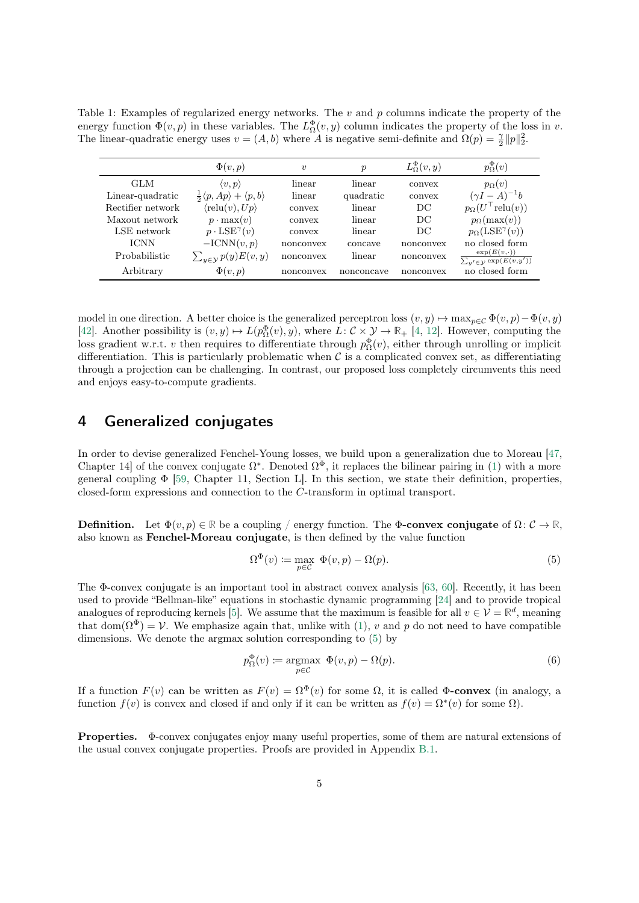Table 1: Examples of regularized energy networks. The $v$ and $p$ columns indicate the property of the energy function $\Phi(v,p)$ in these variables. The $L_\Omega^\Phi(v,y)$ column indicates the property of the loss in $v$. The linear-quadratic energy uses $v=(A,b)$ where $A$ is negative semi-definite and $\Omega(p)=\frac{\gamma}{2}\|p\|_2^2$.

| | $\Phi(v,p)$ | $v$ | $p$ | $L_\Omega^\Phi(v,y)$ | $p_\Omega^\Phi(v)$ |
|---|---|---|---|---|---|
| GLM | $\langle v,p\rangle$ | linear | linear | convex | $p_\Omega(v)$ |
| Linear-quadratic | $\frac{1}{2}\langle p, Ap\rangle + \langle p, b\rangle$ | linear | quadratic | convex | $(\gamma I - A)^{-1}b$ |
| Rectifier network | $\langle \text{relu}(v), Up\rangle$ | convex | linear | DC | $p_\Omega(U^\top \text{relu}(v))$ |
| Maxout network | $p \cdot \max(v)$ | convex | linear | DC | $p_\Omega(\max(v))$ |
| LSE network | $p \cdot \text{LSE}^\gamma(v)$ | convex | linear | DC | $p_\Omega(\text{LSE}^\gamma(v))$ |
| ICNN | $-\text{ICNN}(v,p)$ | nonconvex | concave | nonconvex | no closed form |
| Probabilistic | $\sum_{y\in\mathcal{Y}} p(y)E(v,y)$ | nonconvex | linear | nonconvex | $\frac{\exp(E(v,\cdot))}{\sum_{y'\in\mathcal{Y}}\exp(E(v,y'))}$ |
| Arbitrary | $\Phi(v,p)$ | nonconvex | nonconcave | nonconvex | no closed form |

model in one direction. A better choice is the generalized perceptron loss $(v,y)\mapsto \max_{p\in\mathcal{C}}\Phi(v,p)-\Phi(v,y)$ [42]. Another possibility is $(v,y)\mapsto L(p_\Omega^\Phi(v),y)$, where $L\colon \mathcal{C}\times\mathcal{Y}\to\mathbb{R}_+$ [4, 12]. However, computing the loss gradient w.r.t. $v$ then requires to differentiate through $p_\Omega^\Phi(v)$, either through unrolling or implicit differentiation. This is particularly problematic when $\mathcal{C}$ is a complicated convex set, as differentiating through a projection can be challenging. In contrast, our proposed loss completely circumvents this need and enjoys easy-to-compute gradients.

## 4 Generalized conjugates

In order to devise generalized Fenchel-Young losses, we build upon a generalization due to Moreau [47, Chapter 14] of the convex conjugate $\Omega^*$. Denoted $\Omega^\Phi$, it replaces the bilinear pairing in (1) with a more general coupling $\Phi$ [59, Chapter 11, Section L]. In this section, we state their definition, properties, closed-form expressions and connection to the $C$-transform in optimal transport.

**Definition.** Let $\Phi(v,p)\in\mathbb{R}$ be a coupling / energy function. The **Φ-convex conjugate** of $\Omega\colon\mathcal{C}\to\mathbb{R}$, also known as **Fenchel-Moreau conjugate**, is then defined by the value function

$$\Omega^\Phi(v) := \max_{p\in\mathcal{C}} \; \Phi(v,p)-\Omega(p). \tag{5}$$

The Φ-convex conjugate is an important tool in abstract convex analysis [63, 60]. Recently, it has been used to provide "Bellman-like" equations in stochastic dynamic programming [24] and to provide tropical analogues of reproducing kernels [5]. We assume that the maximum is feasible for all $v\in\mathcal{V}=\mathbb{R}^d$, meaning that $\text{dom}(\Omega^\Phi)=\mathcal{V}$. We emphasize again that, unlike with (1), $v$ and $p$ do not need to have compatible dimensions. We denote the argmax solution corresponding to (5) by

$$p_\Omega^\Phi(v) := \operatorname*{argmax}_{p\in\mathcal{C}} \; \Phi(v,p)-\Omega(p). \tag{6}$$

If a function $F(v)$ can be written as $F(v)=\Omega^\Phi(v)$ for some $\Omega$, it is called **Φ-convex** (in analogy, a function $f(v)$ is convex and closed if and only if it can be written as $f(v)=\Omega^*(v)$ for some $\Omega$).

**Properties.** Φ-convex conjugates enjoy many useful properties, some of them are natural extensions of the usual convex conjugate properties. Proofs are provided in Appendix B.1.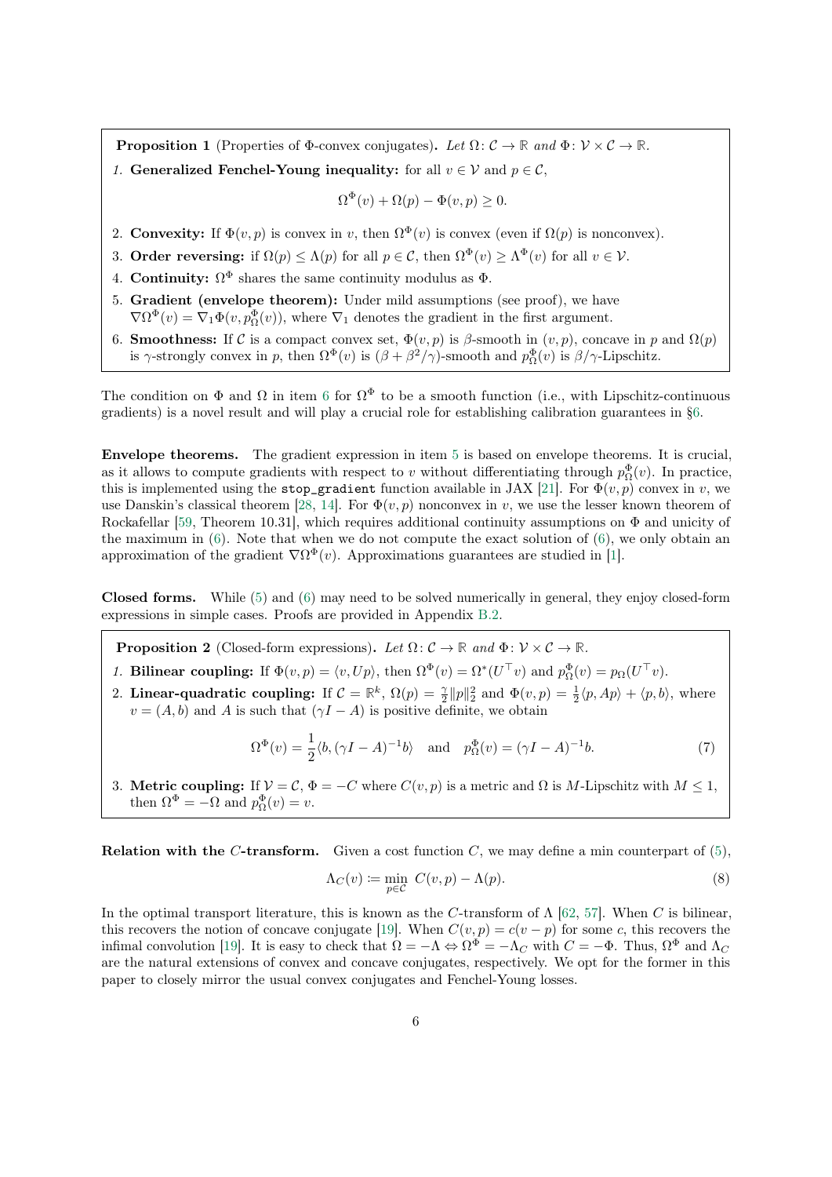**Proposition 1** (Properties of Φ-convex conjugates)**.** *Let $\Omega\colon \mathcal{C} \to \mathbb{R}$ and $\Phi\colon \mathcal{V} \times \mathcal{C} \to \mathbb{R}$.*

1. **Generalized Fenchel-Young inequality:** for all $v \in \mathcal{V}$ and $p \in \mathcal{C}$,

$$\Omega^\Phi(v) + \Omega(p) - \Phi(v, p) \geq 0.$$

2. **Convexity:** If $\Phi(v, p)$ is convex in $v$, then $\Omega^\Phi(v)$ is convex (even if $\Omega(p)$ is nonconvex).
3. **Order reversing:** if $\Omega(p) \leq \Lambda(p)$ for all $p \in \mathcal{C}$, then $\Omega^\Phi(v) \geq \Lambda^\Phi(v)$ for all $v \in \mathcal{V}$.
4. **Continuity:** $\Omega^\Phi$ shares the same continuity modulus as $\Phi$.
5. **Gradient (envelope theorem):** Under mild assumptions (see proof), we have $\nabla\Omega^\Phi(v) = \nabla_1\Phi(v, p^\Phi_\Omega(v))$, where $\nabla_1$ denotes the gradient in the first argument.
6. **Smoothness:** If $\mathcal{C}$ is a compact convex set, $\Phi(v, p)$ is $\beta$-smooth in $(v, p)$, concave in $p$ and $\Omega(p)$ is $\gamma$-strongly convex in $p$, then $\Omega^\Phi(v)$ is $(\beta + \beta^2/\gamma)$-smooth and $p^\Phi_\Omega(v)$ is $\beta/\gamma$-Lipschitz.

The condition on $\Phi$ and $\Omega$ in item 6 for $\Omega^\Phi$ to be a smooth function (i.e., with Lipschitz-continuous gradients) is a novel result and will play a crucial role for establishing calibration guarantees in §6.

**Envelope theorems.** The gradient expression in item 5 is based on envelope theorems. It is crucial, as it allows to compute gradients with respect to $v$ without differentiating through $p^\Phi_\Omega(v)$. In practice, this is implemented using the `stop_gradient` function available in JAX [21]. For $\Phi(v, p)$ convex in $v$, we use Danskin's classical theorem [28, 14]. For $\Phi(v, p)$ nonconvex in $v$, we use the lesser known theorem of Rockafellar [59, Theorem 10.31], which requires additional continuity assumptions on $\Phi$ and unicity of the maximum in (6). Note that when we do not compute the exact solution of (6), we only obtain an approximation of the gradient $\nabla\Omega^\Phi(v)$. Approximations guarantees are studied in [1].

**Closed forms.** While (5) and (6) may need to be solved numerically in general, they enjoy closed-form expressions in simple cases. Proofs are provided in Appendix B.2.

**Proposition 2** (Closed-form expressions)**.** *Let $\Omega\colon \mathcal{C} \to \mathbb{R}$ and $\Phi\colon \mathcal{V} \times \mathcal{C} \to \mathbb{R}$.*

1. **Bilinear coupling:** If $\Phi(v, p) = \langle v, Up\rangle$, then $\Omega^\Phi(v) = \Omega^*(U^\top v)$ and $p^\Phi_\Omega(v) = p_\Omega(U^\top v)$.
2. **Linear-quadratic coupling:** If $\mathcal{C} = \mathbb{R}^k$, $\Omega(p) = \frac{\gamma}{2}\|p\|_2^2$ and $\Phi(v, p) = \frac{1}{2}\langle p, Ap\rangle + \langle p, b\rangle$, where $v = (A, b)$ and $A$ is such that $(\gamma I - A)$ is positive definite, we obtain

$$\Omega^\Phi(v) = \frac{1}{2}\langle b, (\gamma I - A)^{-1} b\rangle \quad \text{and} \quad p^\Phi_\Omega(v) = (\gamma I - A)^{-1} b. \tag{7}$$

3. **Metric coupling:** If $\mathcal{V} = \mathcal{C}$, $\Phi = -C$ where $C(v, p)$ is a metric and $\Omega$ is $M$-Lipschitz with $M \leq 1$, then $\Omega^\Phi = -\Omega$ and $p^\Phi_\Omega(v) = v$.

**Relation with the $C$-transform.** Given a cost function $C$, we may define a min counterpart of (5),

$$\Lambda_C(v) \coloneqq \min_{p \in \mathcal{C}} \; C(v, p) - \Lambda(p). \tag{8}$$

In the optimal transport literature, this is known as the $C$-transform of $\Lambda$ [62, 57]. When $C$ is bilinear, this recovers the notion of concave conjugate [19]. When $C(v, p) = c(v - p)$ for some $c$, this recovers the infimal convolution [19]. It is easy to check that $\Omega = -\Lambda \Leftrightarrow \Omega^\Phi = -\Lambda_C$ with $C = -\Phi$. Thus, $\Omega^\Phi$ and $\Lambda_C$ are the natural extensions of convex and concave conjugates, respectively. We opt for the former in this paper to closely mirror the usual convex conjugates and Fenchel-Young losses.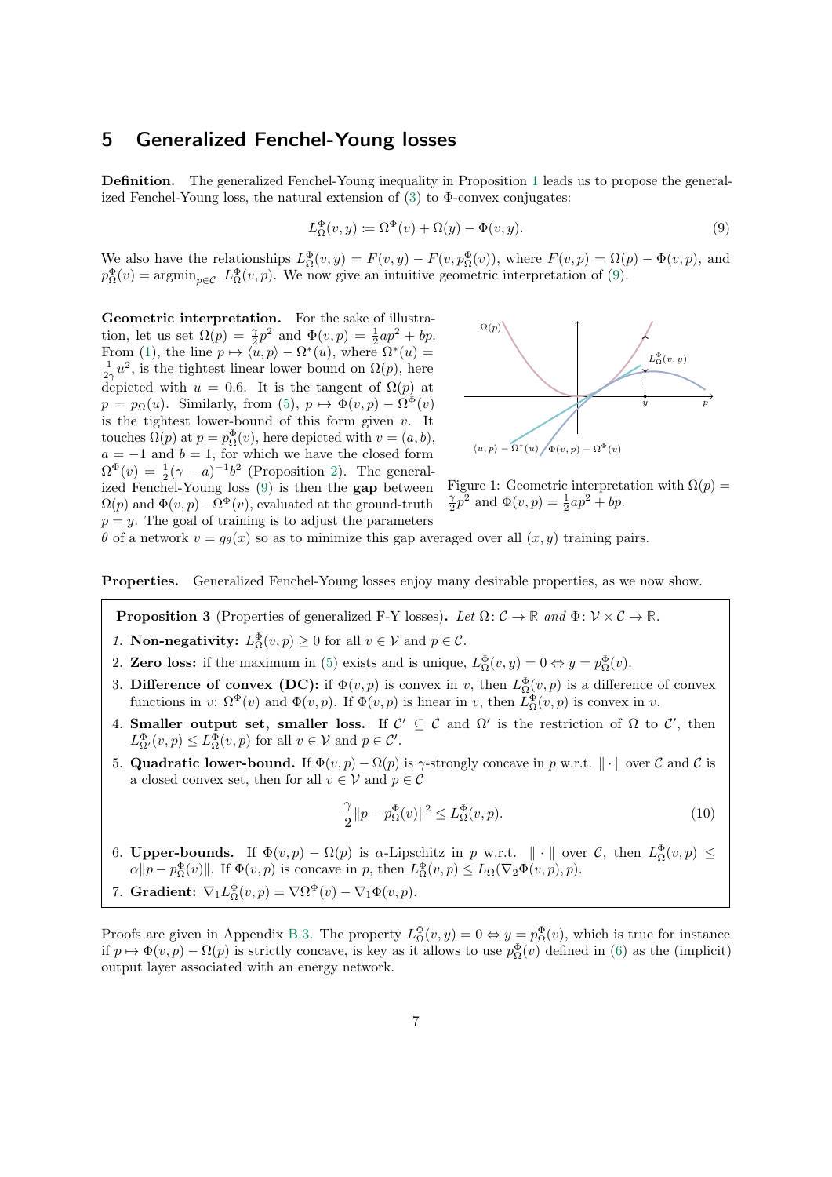## 5 Generalized Fenchel-Young losses

**Definition.** The generalized Fenchel-Young inequality in Proposition 1 leads us to propose the generalized Fenchel-Young loss, the natural extension of (3) to Φ-convex conjugates:

$$L_\Omega^\Phi(v, y) := \Omega^\Phi(v) + \Omega(y) - \Phi(v, y). \tag{9}$$

We also have the relationships $L_\Omega^\Phi(v, y) = F(v, y) - F(v, p_\Omega^\Phi(v))$, where $F(v, p) = \Omega(p) - \Phi(v, p)$, and $p_\Omega^\Phi(v) = \operatorname{argmin}_{p \in \mathcal{C}} L_\Omega^\Phi(v, p)$. We now give an intuitive geometric interpretation of (9).

**Geometric interpretation.** For the sake of illustration, let us set $\Omega(p) = \frac{\gamma}{2}p^2$ and $\Phi(v, p) = \frac{1}{2}ap^2 + bp$. From (1), the line $p \mapsto \langle u, p\rangle - \Omega^*(u)$, where $\Omega^*(u) = \frac{1}{2\gamma}u^2$, is the tightest linear lower bound on $\Omega(p)$, here depicted with $u = 0.6$. It is the tangent of $\Omega(p)$ at $p = p_\Omega(u)$. Similarly, from (5), $p \mapsto \Phi(v, p) - \Omega^\Phi(v)$ is the tightest lower-bound of this form given $v$. It touches $\Omega(p)$ at $p = p_\Omega^\Phi(v)$, here depicted with $v = (a, b)$, $a = -1$ and $b = 1$, for which we have the closed form $\Omega^\Phi(v) = \frac{1}{2}(\gamma - a)^{-1}b^2$ (Proposition 2). The generalized Fenchel-Young loss (9) is then the **gap** between $\Omega(p)$ and $\Phi(v, p) - \Omega^\Phi(v)$, evaluated at the ground-truth $p = y$. The goal of training is to adjust the parameters $\theta$ of a network $v = g_\theta(x)$ so as to minimize this gap averaged over all $(x, y)$ training pairs.

Figure 1: Geometric interpretation with $\Omega(p) = \frac{\gamma}{2}p^2$ and $\Phi(v, p) = \frac{1}{2}ap^2 + bp$.

**Properties.** Generalized Fenchel-Young losses enjoy many desirable properties, as we now show.

**Proposition 3** (Properties of generalized F-Y losses)**.** *Let* $\Omega \colon \mathcal{C} \to \mathbb{R}$ *and* $\Phi \colon \mathcal{V} \times \mathcal{C} \to \mathbb{R}$.

1. **Non-negativity:** $L_\Omega^\Phi(v, p) \geq 0$ for all $v \in \mathcal{V}$ and $p \in \mathcal{C}$.
2. **Zero loss:** if the maximum in (5) exists and is unique, $L_\Omega^\Phi(v, y) = 0 \Leftrightarrow y = p_\Omega^\Phi(v)$.
3. **Difference of convex (DC):** if $\Phi(v, p)$ is convex in $v$, then $L_\Omega^\Phi(v, p)$ is a difference of convex functions in $v$: $\Omega^\Phi(v)$ and $\Phi(v, p)$. If $\Phi(v, p)$ is linear in $v$, then $L_\Omega^\Phi(v, p)$ is convex in $v$.
4. **Smaller output set, smaller loss.** If $\mathcal{C}' \subseteq \mathcal{C}$ and $\Omega'$ is the restriction of $\Omega$ to $\mathcal{C}'$, then $L_{\Omega'}^\Phi(v, p) \leq L_\Omega^\Phi(v, p)$ for all $v \in \mathcal{V}$ and $p \in \mathcal{C}'$.
5. **Quadratic lower-bound.** If $\Phi(v, p) - \Omega(p)$ is $\gamma$-strongly concave in $p$ w.r.t. $\|\cdot\|$ over $\mathcal{C}$ and $\mathcal{C}$ is a closed convex set, then for all $v \in \mathcal{V}$ and $p \in \mathcal{C}$
$$\frac{\gamma}{2}\|p - p_\Omega^\Phi(v)\|^2 \leq L_\Omega^\Phi(v, p). \tag{10}$$
6. **Upper-bounds.** If $\Phi(v, p) - \Omega(p)$ is $\alpha$-Lipschitz in $p$ w.r.t. $\|\cdot\|$ over $\mathcal{C}$, then $L_\Omega^\Phi(v, p) \leq \alpha\|p - p_\Omega^\Phi(v)\|$. If $\Phi(v, p)$ is concave in $p$, then $L_\Omega^\Phi(v, p) \leq L_\Omega(\nabla_2\Phi(v, p), p)$.
7. **Gradient:** $\nabla_1 L_\Omega^\Phi(v, p) = \nabla\Omega^\Phi(v) - \nabla_1\Phi(v, p)$.

Proofs are given in Appendix B.3. The property $L_\Omega^\Phi(v, y) = 0 \Leftrightarrow y = p_\Omega^\Phi(v)$, which is true for instance if $p \mapsto \Phi(v, p) - \Omega(p)$ is strictly concave, is key as it allows to use $p_\Omega^\Phi(v)$ defined in (6) as the (implicit) output layer associated with an energy network.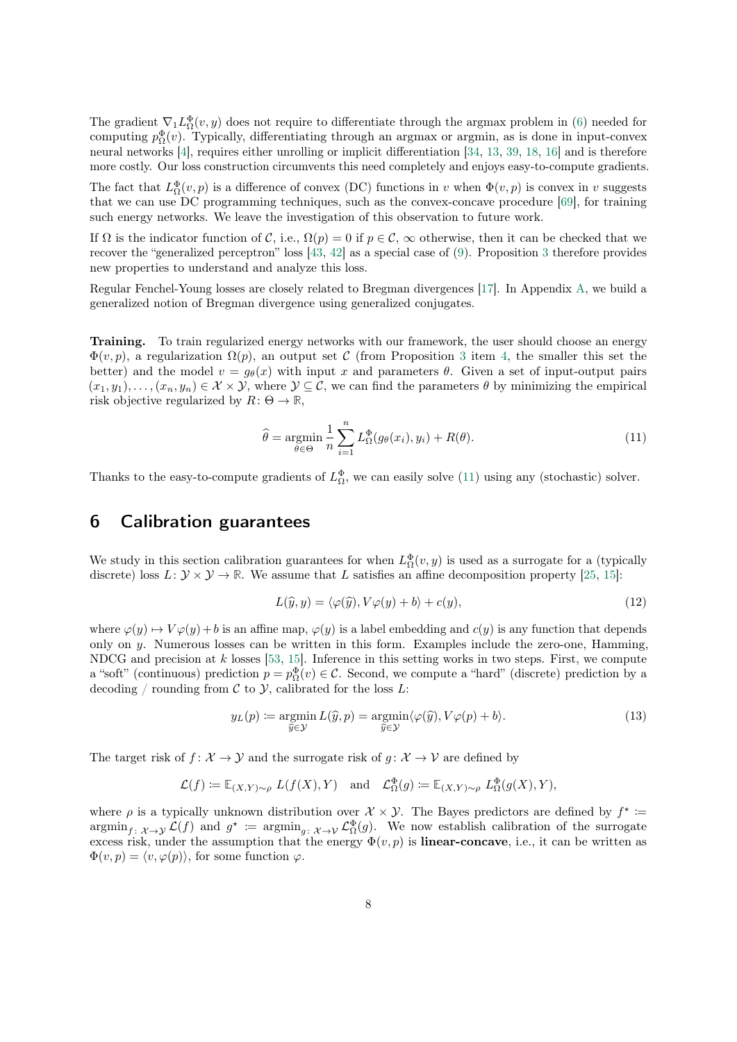The gradient $\nabla_1 L_\Omega^\Phi(v, y)$ does not require to differentiate through the argmax problem in (6) needed for computing $p_\Omega^\Phi(v)$. Typically, differentiating through an argmax or argmin, as is done in input-convex neural networks [4], requires either unrolling or implicit differentiation [34, 13, 39, 18, 16] and is therefore more costly. Our loss construction circumvents this need completely and enjoys easy-to-compute gradients.

The fact that $L_\Omega^\Phi(v, p)$ is a difference of convex (DC) functions in $v$ when $\Phi(v, p)$ is convex in $v$ suggests that we can use DC programming techniques, such as the convex-concave procedure [69], for training such energy networks. We leave the investigation of this observation to future work.

If $\Omega$ is the indicator function of $\mathcal{C}$, i.e., $\Omega(p) = 0$ if $p \in \mathcal{C}$, $\infty$ otherwise, then it can be checked that we recover the "generalized perceptron" loss [43, 42] as a special case of (9). Proposition 3 therefore provides new properties to understand and analyze this loss.

Regular Fenchel-Young losses are closely related to Bregman divergences [17]. In Appendix A, we build a generalized notion of Bregman divergence using generalized conjugates.

**Training.** To train regularized energy networks with our framework, the user should choose an energy $\Phi(v, p)$, a regularization $\Omega(p)$, an output set $\mathcal{C}$ (from Proposition 3 item 4, the smaller this set the better) and the model $v = g_\theta(x)$ with input $x$ and parameters $\theta$. Given a set of input-output pairs $(x_1, y_1), \ldots, (x_n, y_n) \in \mathcal{X} \times \mathcal{Y}$, where $\mathcal{Y} \subseteq \mathcal{C}$, we can find the parameters $\theta$ by minimizing the empirical risk objective regularized by $R \colon \Theta \to \mathbb{R}$,

$$\widehat{\theta} = \operatorname*{argmin}_{\theta \in \Theta} \frac{1}{n} \sum_{i=1}^{n} L_\Omega^\Phi(g_\theta(x_i), y_i) + R(\theta). \tag{11}$$

Thanks to the easy-to-compute gradients of $L_\Omega^\Phi$, we can easily solve (11) using any (stochastic) solver.

## 6 Calibration guarantees

We study in this section calibration guarantees for when $L_\Omega^\Phi(v, y)$ is used as a surrogate for a (typically discrete) loss $L \colon \mathcal{Y} \times \mathcal{Y} \to \mathbb{R}$. We assume that $L$ satisfies an affine decomposition property [25, 15]:

$$L(\widehat{y}, y) = \langle \varphi(\widehat{y}), V\varphi(y) + b \rangle + c(y), \tag{12}$$

where $\varphi(y) \mapsto V\varphi(y) + b$ is an affine map, $\varphi(y)$ is a label embedding and $c(y)$ is any function that depends only on $y$. Numerous losses can be written in this form. Examples include the zero-one, Hamming, NDCG and precision at $k$ losses [53, 15]. Inference in this setting works in two steps. First, we compute a "soft" (continuous) prediction $p = p_\Omega^\Phi(v) \in \mathcal{C}$. Second, we compute a "hard" (discrete) prediction by a decoding / rounding from $\mathcal{C}$ to $\mathcal{Y}$, calibrated for the loss $L$:

$$y_L(p) \coloneqq \operatorname*{argmin}_{\widehat{y} \in \mathcal{Y}} L(\widehat{y}, p) = \operatorname*{argmin}_{\widehat{y} \in \mathcal{Y}} \langle \varphi(\widehat{y}), V\varphi(p) + b \rangle. \tag{13}$$

The target risk of $f \colon \mathcal{X} \to \mathcal{Y}$ and the surrogate risk of $g \colon \mathcal{X} \to \mathcal{V}$ are defined by

$$\mathcal{L}(f) \coloneqq \mathbb{E}_{(X,Y)\sim\rho}\, L(f(X), Y) \quad \text{and} \quad \mathcal{L}_\Omega^\Phi(g) \coloneqq \mathbb{E}_{(X,Y)\sim\rho}\, L_\Omega^\Phi(g(X), Y),$$

where $\rho$ is a typically unknown distribution over $\mathcal{X} \times \mathcal{Y}$. The Bayes predictors are defined by $f^\star \coloneqq \operatorname{argmin}_{f \colon \mathcal{X} \to \mathcal{Y}} \mathcal{L}(f)$ and $g^\star \coloneqq \operatorname{argmin}_{g \colon \mathcal{X} \to \mathcal{V}} \mathcal{L}_\Omega^\Phi(g)$. We now establish calibration of the surrogate excess risk, under the assumption that the energy $\Phi(v, p)$ is **linear-concave**, i.e., it can be written as $\Phi(v, p) = \langle v, \varphi(p) \rangle$, for some function $\varphi$.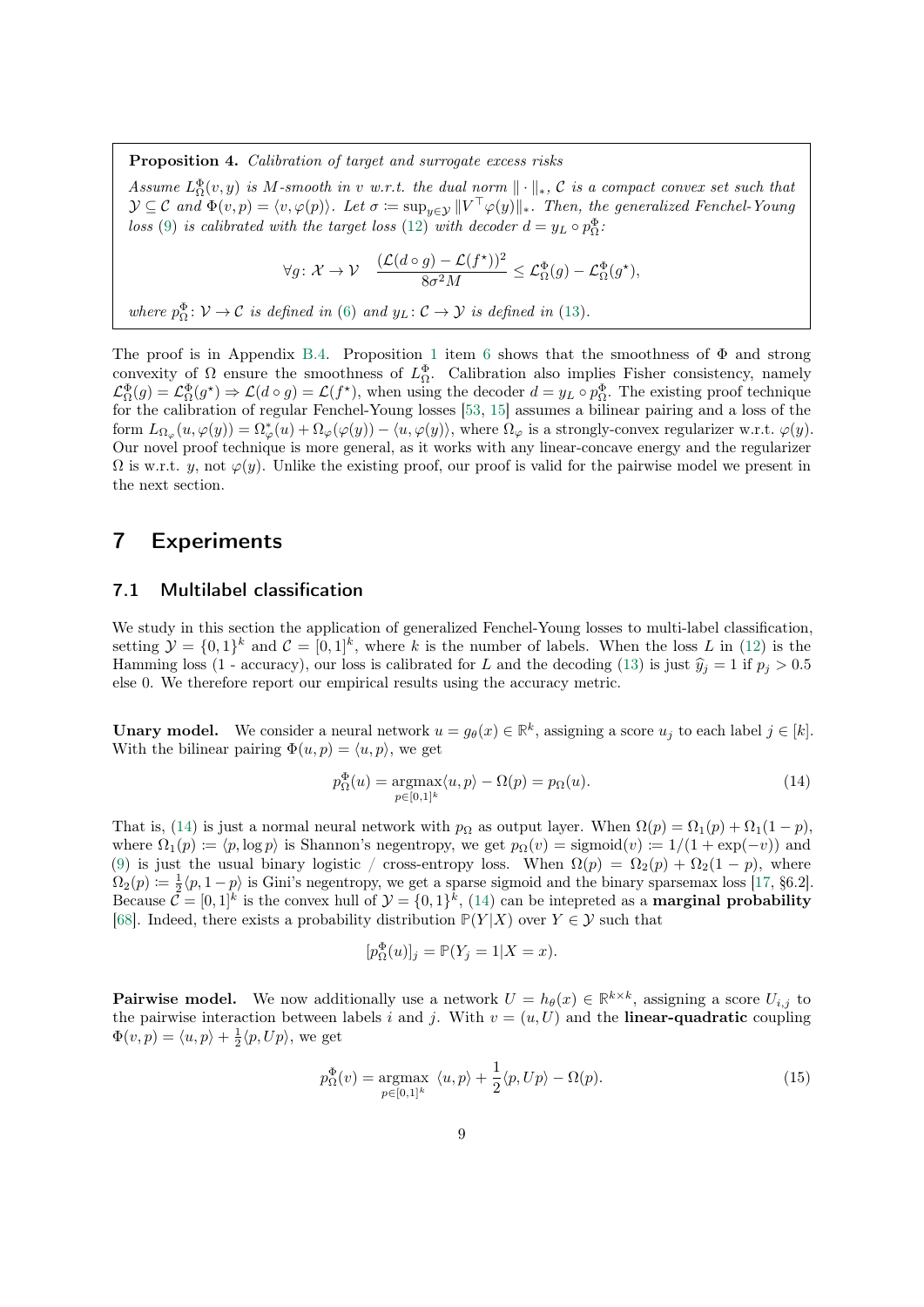**Proposition 4.** *Calibration of target and surrogate excess risks*

*Assume $L_\Omega^\Phi(v, y)$ is $M$-smooth in $v$ w.r.t. the dual norm $\|\cdot\|_*$, $\mathcal{C}$ is a compact convex set such that $\mathcal{Y} \subseteq \mathcal{C}$ and $\Phi(v, p) = \langle v, \varphi(p)\rangle$. Let $\sigma \coloneqq \sup_{y \in \mathcal{Y}} \|V^\top \varphi(y)\|_*$. Then, the generalized Fenchel-Young loss (9) is calibrated with the target loss (12) with decoder $d = y_L \circ p_\Omega^\Phi$:*

$$\forall g \colon \mathcal{X} \to \mathcal{V} \quad \frac{(\mathcal{L}(d \circ g) - \mathcal{L}(f^\star))^2}{8\sigma^2 M} \leq \mathcal{L}_\Omega^\Phi(g) - \mathcal{L}_\Omega^\Phi(g^\star),$$

*where $p_\Omega^\Phi \colon \mathcal{V} \to \mathcal{C}$ is defined in (6) and $y_L \colon \mathcal{C} \to \mathcal{Y}$ is defined in (13).*

The proof is in Appendix B.4. Proposition 1 item 6 shows that the smoothness of $\Phi$ and strong convexity of $\Omega$ ensure the smoothness of $L_\Omega^\Phi$. Calibration also implies Fisher consistency, namely $\mathcal{L}_\Omega^\Phi(g) = \mathcal{L}_\Omega^\Phi(g^\star) \Rightarrow \mathcal{L}(d \circ g) = \mathcal{L}(f^\star)$, when using the decoder $d = y_L \circ p_\Omega^\Phi$. The existing proof technique for the calibration of regular Fenchel-Young losses [53, 15] assumes a bilinear pairing and a loss of the form $L_{\Omega_\varphi}(u, \varphi(y)) = \Omega_\varphi^*(u) + \Omega_\varphi(\varphi(y)) - \langle u, \varphi(y)\rangle$, where $\Omega_\varphi$ is a strongly-convex regularizer w.r.t. $\varphi(y)$. Our novel proof technique is more general, as it works with any linear-concave energy and the regularizer $\Omega$ is w.r.t. $y$, not $\varphi(y)$. Unlike the existing proof, our proof is valid for the pairwise model we present in the next section.

# 7 Experiments

## 7.1 Multilabel classification

We study in this section the application of generalized Fenchel-Young losses to multi-label classification, setting $\mathcal{Y} = \{0, 1\}^k$ and $\mathcal{C} = [0, 1]^k$, where $k$ is the number of labels. When the loss $L$ in (12) is the Hamming loss (1 - accuracy), our loss is calibrated for $L$ and the decoding (13) is just $\widehat{y}_j = 1$ if $p_j > 0.5$ else 0. We therefore report our empirical results using the accuracy metric.

**Unary model.** We consider a neural network $u = g_\theta(x) \in \mathbb{R}^k$, assigning a score $u_j$ to each label $j \in [k]$. With the bilinear pairing $\Phi(u, p) = \langle u, p\rangle$, we get

$$p_\Omega^\Phi(u) = \underset{p \in [0,1]^k}{\operatorname{argmax}} \langle u, p\rangle - \Omega(p) = p_\Omega(u). \tag{14}$$

That is, (14) is just a normal neural network with $p_\Omega$ as output layer. When $\Omega(p) = \Omega_1(p) + \Omega_1(1 - p)$, where $\Omega_1(p) \coloneqq \langle p, \log p\rangle$ is Shannon's negentropy, we get $p_\Omega(v) = \text{sigmoid}(v) \coloneqq 1/(1 + \exp(-v))$ and (9) is just the usual binary logistic / cross-entropy loss. When $\Omega(p) = \Omega_2(p) + \Omega_2(1 - p)$, where $\Omega_2(p) \coloneqq \frac{1}{2}\langle p, 1 - p\rangle$ is Gini's negentropy, we get a sparse sigmoid and the binary sparsemax loss [17, §6.2]. Because $\mathcal{C} = [0, 1]^k$ is the convex hull of $\mathcal{Y} = \{0, 1\}^k$, (14) can be intepreted as a **marginal probability** [68]. Indeed, there exists a probability distribution $\mathbb{P}(Y|X)$ over $Y \in \mathcal{Y}$ such that

$$[p_\Omega^\Phi(u)]_j = \mathbb{P}(Y_j = 1 | X = x).$$

**Pairwise model.** We now additionally use a network $U = h_\theta(x) \in \mathbb{R}^{k \times k}$, assigning a score $U_{i,j}$ to the pairwise interaction between labels $i$ and $j$. With $v = (u, U)$ and the **linear-quadratic** coupling $\Phi(v, p) = \langle u, p\rangle + \frac{1}{2}\langle p, Up\rangle$, we get

$$p_\Omega^\Phi(v) = \underset{p \in [0,1]^k}{\operatorname{argmax}} \ \langle u, p\rangle + \frac{1}{2}\langle p, Up\rangle - \Omega(p). \tag{15}$$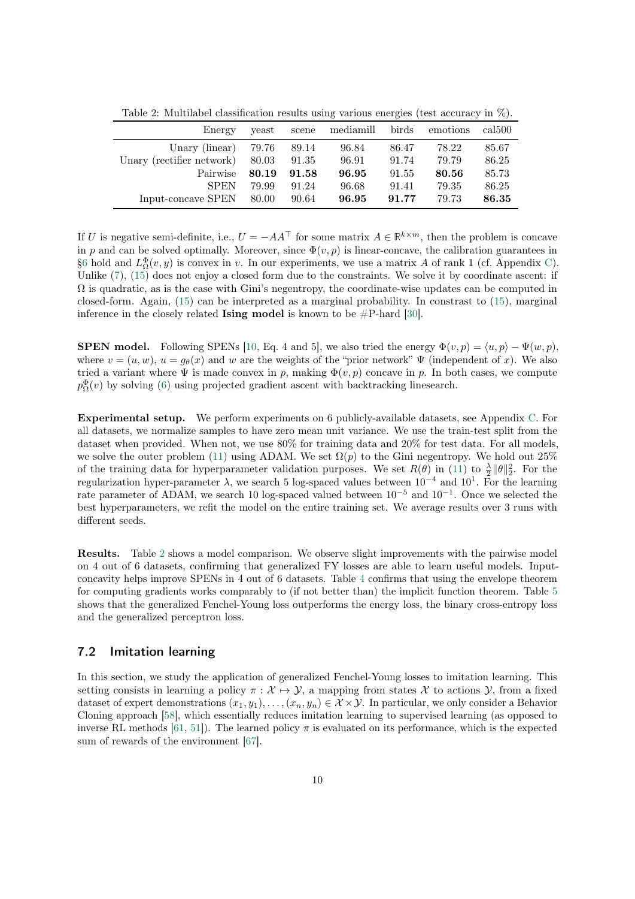Table 2: Multilabel classification results using various energies (test accuracy in %).

| Energy | yeast | scene | mediamill | birds | emotions | cal500 |
|---|---|---|---|---|---|---|
| Unary (linear) | 79.76 | 89.14 | 96.84 | 86.47 | 78.22 | 85.67 |
| Unary (rectifier network) | 80.03 | 91.35 | 96.91 | 91.74 | 79.79 | 86.25 |
| Pairwise | **80.19** | **91.58** | **96.95** | 91.55 | **80.56** | 85.73 |
| SPEN | 79.99 | 91.24 | 96.68 | 91.41 | 79.35 | 86.25 |
| Input-concave SPEN | 80.00 | 90.64 | **96.95** | **91.77** | 79.73 | **86.35** |

If $U$ is negative semi-definite, i.e., $U = -AA^\top$ for some matrix $A \in \mathbb{R}^{k \times m}$, then the problem is concave in $p$ and can be solved optimally. Moreover, since $\Phi(v, p)$ is linear-concave, the calibration guarantees in §6 hold and $L_\Omega^\Phi(v, y)$ is convex in $v$. In our experiments, we use a matrix $A$ of rank 1 (cf. Appendix C). Unlike (7), (15) does not enjoy a closed form due to the constraints. We solve it by coordinate ascent: if $\Omega$ is quadratic, as is the case with Gini's negentropy, the coordinate-wise updates can be computed in closed-form. Again, (15) can be interpreted as a marginal probability. In constrast to (15), marginal inference in the closely related **Ising model** is known to be #P-hard [30].

**SPEN model.** Following SPENs [10, Eq. 4 and 5], we also tried the energy $\Phi(v, p) = \langle u, p \rangle - \Psi(w, p)$, where $v = (u, w)$, $u = g_\theta(x)$ and $w$ are the weights of the "prior network" $\Psi$ (independent of $x$). We also tried a variant where $\Psi$ is made convex in $p$, making $\Phi(v, p)$ concave in $p$. In both cases, we compute $p_\Omega^\Phi(v)$ by solving (6) using projected gradient ascent with backtracking linesearch.

**Experimental setup.** We perform experiments on 6 publicly-available datasets, see Appendix C. For all datasets, we normalize samples to have zero mean unit variance. We use the train-test split from the dataset when provided. When not, we use 80% for training data and 20% for test data. For all models, we solve the outer problem (11) using ADAM. We set $\Omega(p)$ to the Gini negentropy. We hold out 25% of the training data for hyperparameter validation purposes. We set $R(\theta)$ in (11) to $\frac{\lambda}{2}\|\theta\|_2^2$. For the regularization hyper-parameter $\lambda$, we search 5 log-spaced values between $10^{-4}$ and $10^{1}$. For the learning rate parameter of ADAM, we search 10 log-spaced valued between $10^{-5}$ and $10^{-1}$. Once we selected the best hyperparameters, we refit the model on the entire training set. We average results over 3 runs with different seeds.

**Results.** Table 2 shows a model comparison. We observe slight improvements with the pairwise model on 4 out of 6 datasets, confirming that generalized FY losses are able to learn useful models. Input-concavity helps improve SPENs in 4 out of 6 datasets. Table 4 confirms that using the envelope theorem for computing gradients works comparably to (if not better than) the implicit function theorem. Table 5 shows that the generalized Fenchel-Young loss outperforms the energy loss, the binary cross-entropy loss and the generalized perceptron loss.

## 7.2 Imitation learning

In this section, we study the application of generalized Fenchel-Young losses to imitation learning. This setting consists in learning a policy $\pi : \mathcal{X} \mapsto \mathcal{Y}$, a mapping from states $\mathcal{X}$ to actions $\mathcal{Y}$, from a fixed dataset of expert demonstrations $(x_1, y_1), \ldots, (x_n, y_n) \in \mathcal{X} \times \mathcal{Y}$. In particular, we only consider a Behavior Cloning approach [58], which essentially reduces imitation learning to supervised learning (as opposed to inverse RL methods [61, 51]). The learned policy $\pi$ is evaluated on its performance, which is the expected sum of rewards of the environment [67].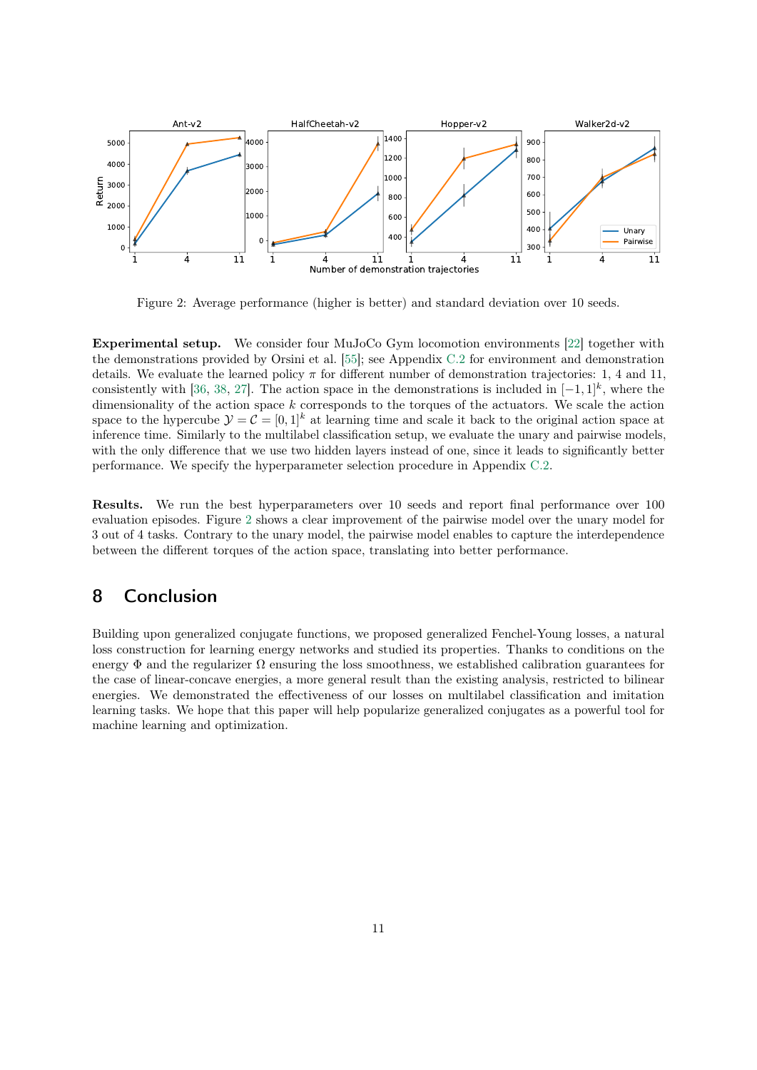Figure 2: Average performance (higher is better) and standard deviation over 10 seeds.

**Experimental setup.** We consider four MuJoCo Gym locomotion environments [22] together with the demonstrations provided by Orsini et al. [55]; see Appendix C.2 for environment and demonstration details. We evaluate the learned policy $\pi$ for different number of demonstration trajectories: 1, 4 and 11, consistently with [36, 38, 27]. The action space in the demonstrations is included in $[-1, 1]^k$, where the dimensionality of the action space $k$ corresponds to the torques of the actuators. We scale the action space to the hypercube $\mathcal{Y} = \mathcal{C} = [0, 1]^k$ at learning time and scale it back to the original action space at inference time. Similarly to the multilabel classification setup, we evaluate the unary and pairwise models, with the only difference that we use two hidden layers instead of one, since it leads to significantly better performance. We specify the hyperparameter selection procedure in Appendix C.2.

**Results.** We run the best hyperparameters over 10 seeds and report final performance over 100 evaluation episodes. Figure 2 shows a clear improvement of the pairwise model over the unary model for 3 out of 4 tasks. Contrary to the unary model, the pairwise model enables to capture the interdependence between the different torques of the action space, translating into better performance.

## 8 Conclusion

Building upon generalized conjugate functions, we proposed generalized Fenchel-Young losses, a natural loss construction for learning energy networks and studied its properties. Thanks to conditions on the energy $\Phi$ and the regularizer $\Omega$ ensuring the loss smoothness, we established calibration guarantees for the case of linear-concave energies, a more general result than the existing analysis, restricted to bilinear energies. We demonstrated the effectiveness of our losses on multilabel classification and imitation learning tasks. We hope that this paper will help popularize generalized conjugates as a powerful tool for machine learning and optimization.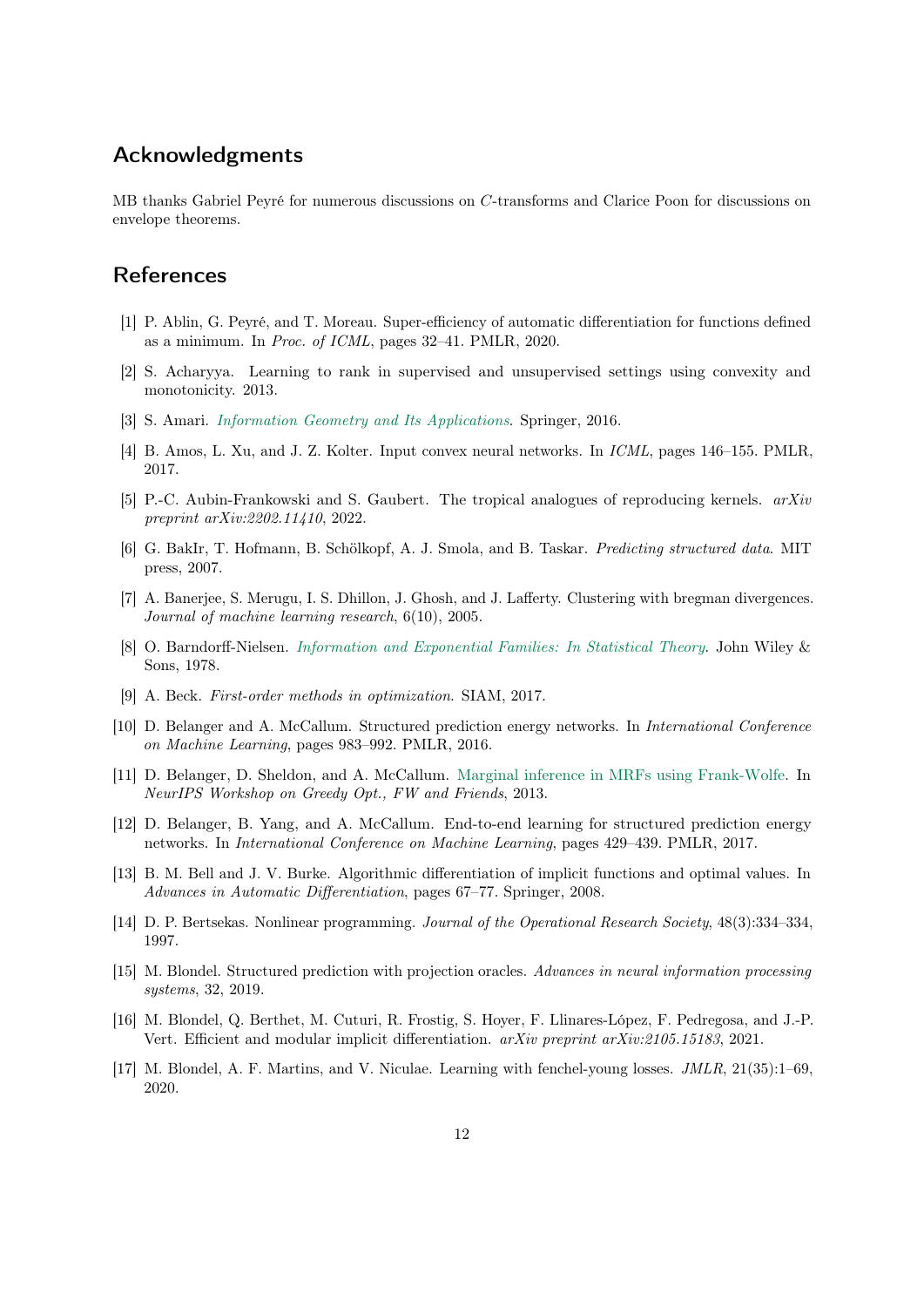## Acknowledgments

MB thanks Gabriel Peyré for numerous discussions on $C$-transforms and Clarice Poon for discussions on envelope theorems.

## References

[1] P. Ablin, G. Peyré, and T. Moreau. Super-efficiency of automatic differentiation for functions defined as a minimum. In *Proc. of ICML*, pages 32–41. PMLR, 2020.

[2] S. Acharyya. Learning to rank in supervised and unsupervised settings using convexity and monotonicity. 2013.

[3] S. Amari. *Information Geometry and Its Applications*. Springer, 2016.

[4] B. Amos, L. Xu, and J. Z. Kolter. Input convex neural networks. In *ICML*, pages 146–155. PMLR, 2017.

[5] P.-C. Aubin-Frankowski and S. Gaubert. The tropical analogues of reproducing kernels. *arXiv preprint arXiv:2202.11410*, 2022.

[6] G. BakIr, T. Hofmann, B. Schölkopf, A. J. Smola, and B. Taskar. *Predicting structured data*. MIT press, 2007.

[7] A. Banerjee, S. Merugu, I. S. Dhillon, J. Ghosh, and J. Lafferty. Clustering with bregman divergences. *Journal of machine learning research*, 6(10), 2005.

[8] O. Barndorff-Nielsen. *Information and Exponential Families: In Statistical Theory*. John Wiley & Sons, 1978.

[9] A. Beck. *First-order methods in optimization*. SIAM, 2017.

[10] D. Belanger and A. McCallum. Structured prediction energy networks. In *International Conference on Machine Learning*, pages 983–992. PMLR, 2016.

[11] D. Belanger, D. Sheldon, and A. McCallum. Marginal inference in MRFs using Frank-Wolfe. In *NeurIPS Workshop on Greedy Opt., FW and Friends*, 2013.

[12] D. Belanger, B. Yang, and A. McCallum. End-to-end learning for structured prediction energy networks. In *International Conference on Machine Learning*, pages 429–439. PMLR, 2017.

[13] B. M. Bell and J. V. Burke. Algorithmic differentiation of implicit functions and optimal values. In *Advances in Automatic Differentiation*, pages 67–77. Springer, 2008.

[14] D. P. Bertsekas. Nonlinear programming. *Journal of the Operational Research Society*, 48(3):334–334, 1997.

[15] M. Blondel. Structured prediction with projection oracles. *Advances in neural information processing systems*, 32, 2019.

[16] M. Blondel, Q. Berthet, M. Cuturi, R. Frostig, S. Hoyer, F. Llinares-López, F. Pedregosa, and J.-P. Vert. Efficient and modular implicit differentiation. *arXiv preprint arXiv:2105.15183*, 2021.

[17] M. Blondel, A. F. Martins, and V. Niculae. Learning with fenchel-young losses. *JMLR*, 21(35):1–69, 2020.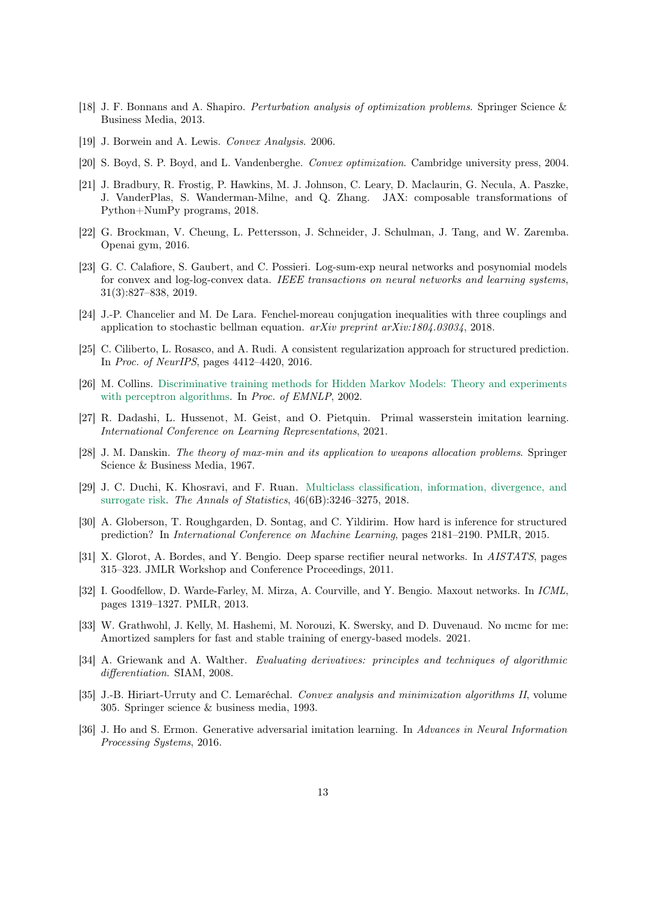[18] J. F. Bonnans and A. Shapiro. *Perturbation analysis of optimization problems*. Springer Science & Business Media, 2013.

[19] J. Borwein and A. Lewis. *Convex Analysis.* 2006.

[20] S. Boyd, S. P. Boyd, and L. Vandenberghe. *Convex optimization*. Cambridge university press, 2004.

[21] J. Bradbury, R. Frostig, P. Hawkins, M. J. Johnson, C. Leary, D. Maclaurin, G. Necula, A. Paszke, J. VanderPlas, S. Wanderman-Milne, and Q. Zhang. JAX: composable transformations of Python+NumPy programs, 2018.

[22] G. Brockman, V. Cheung, L. Pettersson, J. Schneider, J. Schulman, J. Tang, and W. Zaremba. Openai gym, 2016.

[23] G. C. Calafiore, S. Gaubert, and C. Possieri. Log-sum-exp neural networks and posynomial models for convex and log-log-convex data. *IEEE transactions on neural networks and learning systems*, 31(3):827–838, 2019.

[24] J.-P. Chancelier and M. De Lara. Fenchel-moreau conjugation inequalities with three couplings and application to stochastic bellman equation. *arXiv preprint arXiv:1804.03034*, 2018.

[25] C. Ciliberto, L. Rosasco, and A. Rudi. A consistent regularization approach for structured prediction. In *Proc. of NeurIPS*, pages 4412–4420, 2016.

[26] M. Collins. Discriminative training methods for Hidden Markov Models: Theory and experiments with perceptron algorithms. In *Proc. of EMNLP*, 2002.

[27] R. Dadashi, L. Hussenot, M. Geist, and O. Pietquin. Primal wasserstein imitation learning. *International Conference on Learning Representations*, 2021.

[28] J. M. Danskin. *The theory of max-min and its application to weapons allocation problems*. Springer Science & Business Media, 1967.

[29] J. C. Duchi, K. Khosravi, and F. Ruan. Multiclass classification, information, divergence, and surrogate risk. *The Annals of Statistics*, 46(6B):3246–3275, 2018.

[30] A. Globerson, T. Roughgarden, D. Sontag, and C. Yildirim. How hard is inference for structured prediction? In *International Conference on Machine Learning*, pages 2181–2190. PMLR, 2015.

[31] X. Glorot, A. Bordes, and Y. Bengio. Deep sparse rectifier neural networks. In *AISTATS*, pages 315–323. JMLR Workshop and Conference Proceedings, 2011.

[32] I. Goodfellow, D. Warde-Farley, M. Mirza, A. Courville, and Y. Bengio. Maxout networks. In *ICML*, pages 1319–1327. PMLR, 2013.

[33] W. Grathwohl, J. Kelly, M. Hashemi, M. Norouzi, K. Swersky, and D. Duvenaud. No mcmc for me: Amortized samplers for fast and stable training of energy-based models. 2021.

[34] A. Griewank and A. Walther. *Evaluating derivatives: principles and techniques of algorithmic differentiation*. SIAM, 2008.

[35] J.-B. Hiriart-Urruty and C. Lemaréchal. *Convex analysis and minimization algorithms II*, volume 305. Springer science & business media, 1993.

[36] J. Ho and S. Ermon. Generative adversarial imitation learning. In *Advances in Neural Information Processing Systems*, 2016.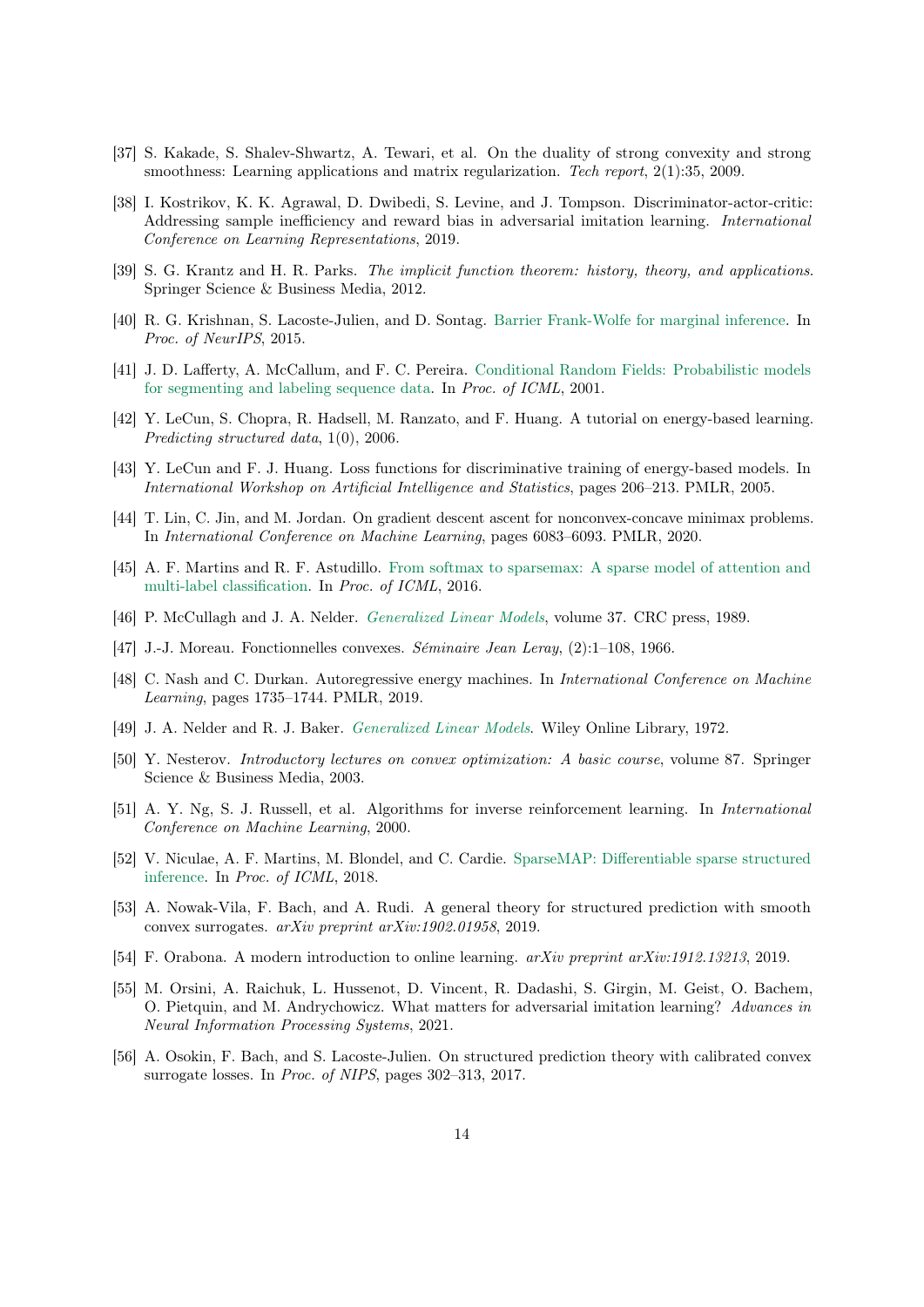[37] S. Kakade, S. Shalev-Shwartz, A. Tewari, et al. On the duality of strong convexity and strong smoothness: Learning applications and matrix regularization. *Tech report*, 2(1):35, 2009.

[38] I. Kostrikov, K. K. Agrawal, D. Dwibedi, S. Levine, and J. Tompson. Discriminator-actor-critic: Addressing sample inefficiency and reward bias in adversarial imitation learning. *International Conference on Learning Representations*, 2019.

[39] S. G. Krantz and H. R. Parks. *The implicit function theorem: history, theory, and applications.* Springer Science & Business Media, 2012.

[40] R. G. Krishnan, S. Lacoste-Julien, and D. Sontag. Barrier Frank-Wolfe for marginal inference. In *Proc. of NeurIPS*, 2015.

[41] J. D. Lafferty, A. McCallum, and F. C. Pereira. Conditional Random Fields: Probabilistic models for segmenting and labeling sequence data. In *Proc. of ICML*, 2001.

[42] Y. LeCun, S. Chopra, R. Hadsell, M. Ranzato, and F. Huang. A tutorial on energy-based learning. *Predicting structured data*, 1(0), 2006.

[43] Y. LeCun and F. J. Huang. Loss functions for discriminative training of energy-based models. In *International Workshop on Artificial Intelligence and Statistics*, pages 206–213. PMLR, 2005.

[44] T. Lin, C. Jin, and M. Jordan. On gradient descent ascent for nonconvex-concave minimax problems. In *International Conference on Machine Learning*, pages 6083–6093. PMLR, 2020.

[45] A. F. Martins and R. F. Astudillo. From softmax to sparsemax: A sparse model of attention and multi-label classification. In *Proc. of ICML*, 2016.

[46] P. McCullagh and J. A. Nelder. *Generalized Linear Models*, volume 37. CRC press, 1989.

[47] J.-J. Moreau. Fonctionnelles convexes. *Séminaire Jean Leray*, (2):1–108, 1966.

[48] C. Nash and C. Durkan. Autoregressive energy machines. In *International Conference on Machine Learning*, pages 1735–1744. PMLR, 2019.

[49] J. A. Nelder and R. J. Baker. *Generalized Linear Models*. Wiley Online Library, 1972.

[50] Y. Nesterov. *Introductory lectures on convex optimization: A basic course*, volume 87. Springer Science & Business Media, 2003.

[51] A. Y. Ng, S. J. Russell, et al. Algorithms for inverse reinforcement learning. In *International Conference on Machine Learning*, 2000.

[52] V. Niculae, A. F. Martins, M. Blondel, and C. Cardie. SparseMAP: Differentiable sparse structured inference. In *Proc. of ICML*, 2018.

[53] A. Nowak-Vila, F. Bach, and A. Rudi. A general theory for structured prediction with smooth convex surrogates. *arXiv preprint arXiv:1902.01958*, 2019.

[54] F. Orabona. A modern introduction to online learning. *arXiv preprint arXiv:1912.13213*, 2019.

[55] M. Orsini, A. Raichuk, L. Hussenot, D. Vincent, R. Dadashi, S. Girgin, M. Geist, O. Bachem, O. Pietquin, and M. Andrychowicz. What matters for adversarial imitation learning? *Advances in Neural Information Processing Systems*, 2021.

[56] A. Osokin, F. Bach, and S. Lacoste-Julien. On structured prediction theory with calibrated convex surrogate losses. In *Proc. of NIPS*, pages 302–313, 2017.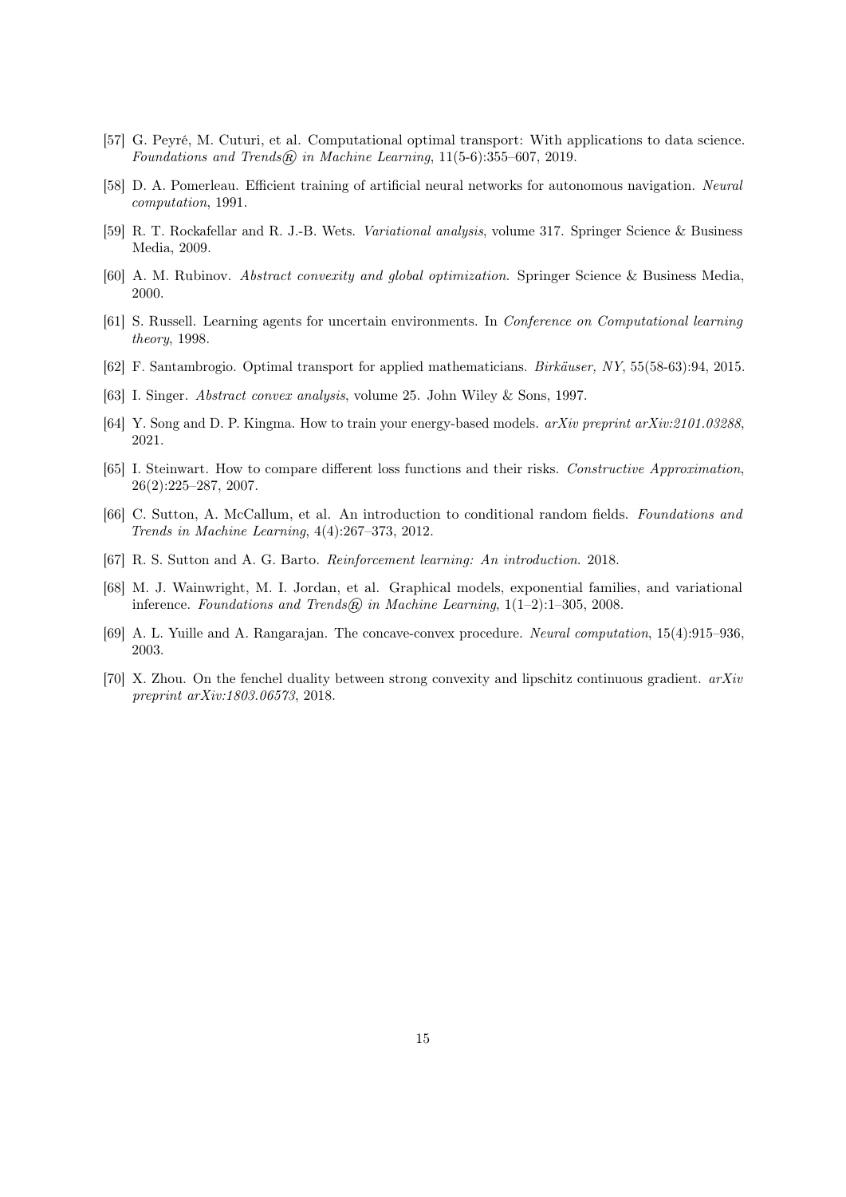[57] G. Peyré, M. Cuturi, et al. Computational optimal transport: With applications to data science. *Foundations and Trends® in Machine Learning*, 11(5-6):355–607, 2019.

[58] D. A. Pomerleau. Efficient training of artificial neural networks for autonomous navigation. *Neural computation*, 1991.

[59] R. T. Rockafellar and R. J.-B. Wets. *Variational analysis*, volume 317. Springer Science & Business Media, 2009.

[60] A. M. Rubinov. *Abstract convexity and global optimization*. Springer Science & Business Media, 2000.

[61] S. Russell. Learning agents for uncertain environments. In *Conference on Computational learning theory*, 1998.

[62] F. Santambrogio. Optimal transport for applied mathematicians. *Birkäuser, NY*, 55(58-63):94, 2015.

[63] I. Singer. *Abstract convex analysis*, volume 25. John Wiley & Sons, 1997.

[64] Y. Song and D. P. Kingma. How to train your energy-based models. *arXiv preprint arXiv:2101.03288*, 2021.

[65] I. Steinwart. How to compare different loss functions and their risks. *Constructive Approximation*, 26(2):225–287, 2007.

[66] C. Sutton, A. McCallum, et al. An introduction to conditional random fields. *Foundations and Trends in Machine Learning*, 4(4):267–373, 2012.

[67] R. S. Sutton and A. G. Barto. *Reinforcement learning: An introduction*. 2018.

[68] M. J. Wainwright, M. I. Jordan, et al. Graphical models, exponential families, and variational inference. *Foundations and Trends® in Machine Learning*, 1(1–2):1–305, 2008.

[69] A. L. Yuille and A. Rangarajan. The concave-convex procedure. *Neural computation*, 15(4):915–936, 2003.

[70] X. Zhou. On the fenchel duality between strong convexity and lipschitz continuous gradient. *arXiv preprint arXiv:1803.06573*, 2018.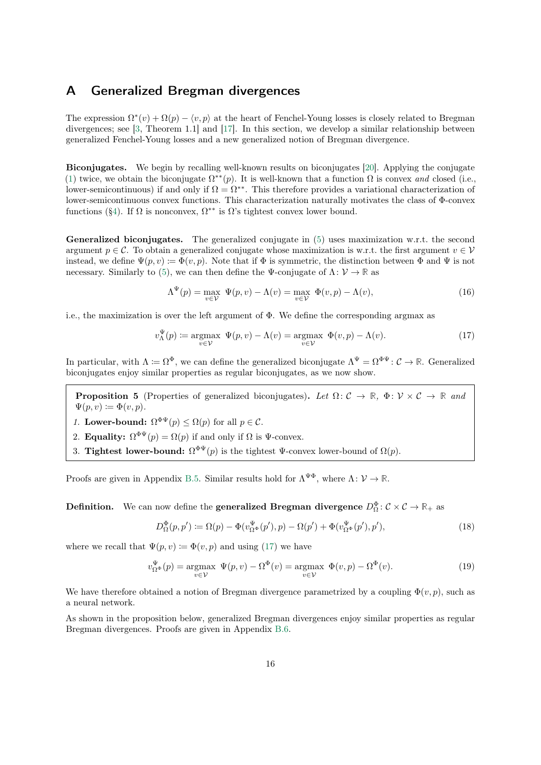# A Generalized Bregman divergences

The expression $\Omega^*(v) + \Omega(p) - \langle v, p \rangle$ at the heart of Fenchel-Young losses is closely related to Bregman divergences; see [3, Theorem 1.1] and [17]. In this section, we develop a similar relationship between generalized Fenchel-Young losses and a new generalized notion of Bregman divergence.

**Biconjugates.** We begin by recalling well-known results on biconjugates [20]. Applying the conjugate (1) twice, we obtain the biconjugate $\Omega^{**}(p)$. It is well-known that a function $\Omega$ is convex *and* closed (i.e., lower-semicontinuous) if and only if $\Omega = \Omega^{**}$. This therefore provides a variational characterization of lower-semicontinuous convex functions. This characterization naturally motivates the class of $\Phi$-convex functions (§4). If $\Omega$ is nonconvex, $\Omega^{**}$ is $\Omega$'s tightest convex lower bound.

**Generalized biconjugates.** The generalized conjugate in (5) uses maximization w.r.t. the second argument $p \in \mathcal{C}$. To obtain a generalized conjugate whose maximization is w.r.t. the first argument $v \in \mathcal{V}$ instead, we define $\Psi(p, v) \coloneqq \Phi(v, p)$. Note that if $\Phi$ is symmetric, the distinction between $\Phi$ and $\Psi$ is not necessary. Similarly to (5), we can then define the $\Psi$-conjugate of $\Lambda \colon \mathcal{V} \to \mathbb{R}$ as

$$\Lambda^\Psi(p) = \max_{v \in \mathcal{V}} \; \Psi(p, v) - \Lambda(v) = \max_{v \in \mathcal{V}} \; \Phi(v, p) - \Lambda(v), \tag{16}$$

i.e., the maximization is over the left argument of $\Phi$. We define the corresponding argmax as

$$v_\Lambda^\Psi(p) \coloneqq \operatorname*{argmax}_{v \in \mathcal{V}} \; \Psi(p, v) - \Lambda(v) = \operatorname*{argmax}_{v \in \mathcal{V}} \; \Phi(v, p) - \Lambda(v). \tag{17}$$

In particular, with $\Lambda \coloneqq \Omega^\Phi$, we can define the generalized biconjugate $\Lambda^\Psi = \Omega^{\Phi\Psi} \colon \mathcal{C} \to \mathbb{R}$. Generalized biconjugates enjoy similar properties as regular biconjugates, as we now show.

**Proposition 5** (Properties of generalized biconjugates)**.** *Let $\Omega \colon \mathcal{C} \to \mathbb{R}$, $\Phi \colon \mathcal{V} \times \mathcal{C} \to \mathbb{R}$ and $\Psi(p, v) \coloneqq \Phi(v, p)$.*

1. **Lower-bound:** $\Omega^{\Phi\Psi}(p) \le \Omega(p)$ for all $p \in \mathcal{C}$.
2. **Equality:** $\Omega^{\Phi\Psi}(p) = \Omega(p)$ if and only if $\Omega$ is $\Psi$-convex.
3. **Tightest lower-bound:** $\Omega^{\Phi\Psi}(p)$ is the tightest $\Psi$-convex lower-bound of $\Omega(p)$.

Proofs are given in Appendix B.5. Similar results hold for $\Lambda^{\Psi\Phi}$, where $\Lambda \colon \mathcal{V} \to \mathbb{R}$.

**Definition.** We can now define the **generalized Bregman divergence** $D_\Omega^\Phi \colon \mathcal{C} \times \mathcal{C} \to \mathbb{R}_+$ as

$$D_\Omega^\Phi(p, p') \coloneqq \Omega(p) - \Phi(v_{\Omega^\Phi}^\Psi(p'), p) - \Omega(p') + \Phi(v_{\Omega^\Phi}^\Psi(p'), p'), \tag{18}$$

where we recall that $\Psi(p, v) \coloneqq \Phi(v, p)$ and using (17) we have

$$v_{\Omega^\Phi}^\Psi(p) = \operatorname*{argmax}_{v \in \mathcal{V}} \; \Psi(p, v) - \Omega^\Phi(v) = \operatorname*{argmax}_{v \in \mathcal{V}} \; \Phi(v, p) - \Omega^\Phi(v). \tag{19}$$

We have therefore obtained a notion of Bregman divergence parametrized by a coupling $\Phi(v, p)$, such as a neural network.

As shown in the proposition below, generalized Bregman divergences enjoy similar properties as regular Bregman divergences. Proofs are given in Appendix B.6.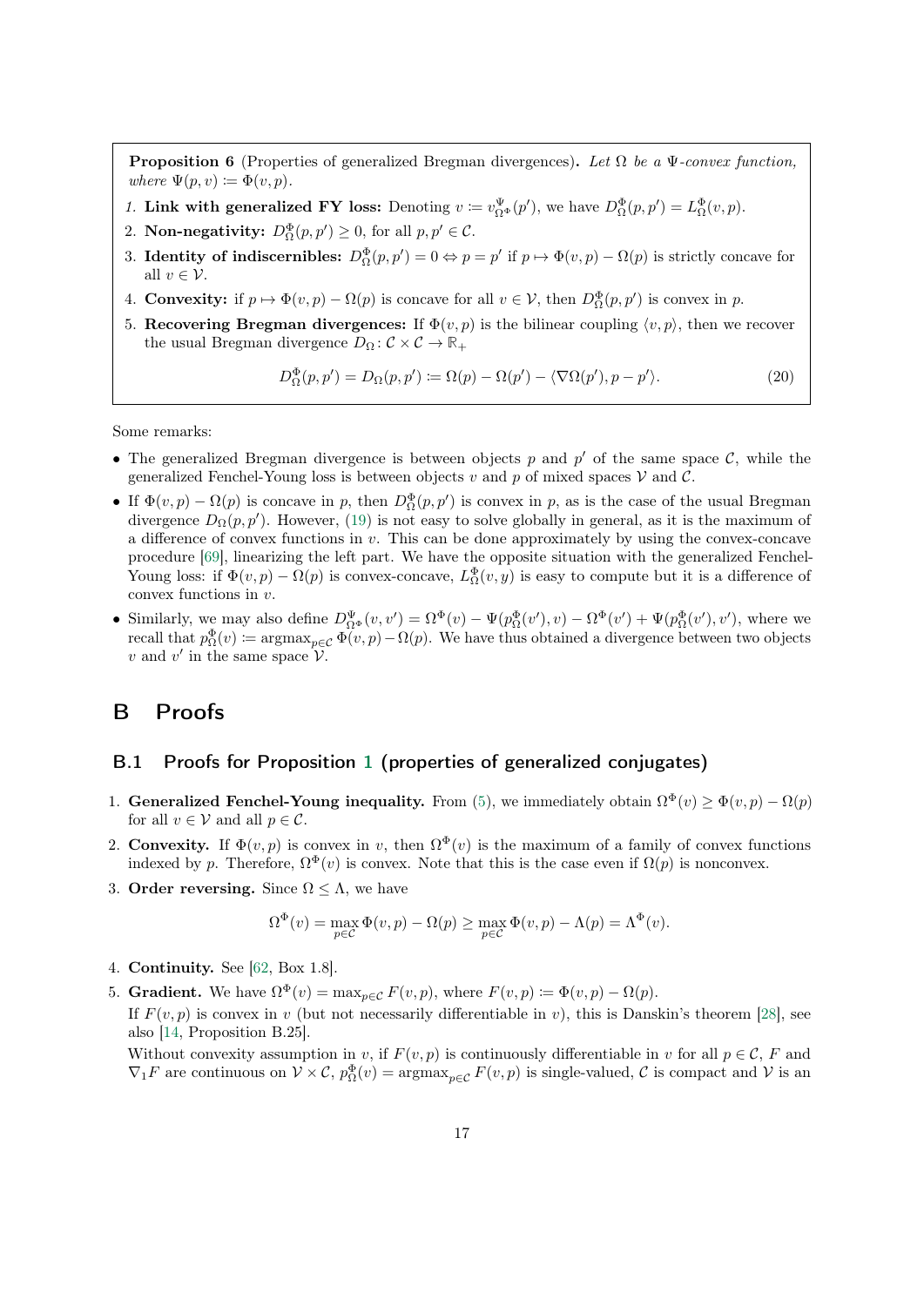**Proposition 6** (Properties of generalized Bregman divergences)**.** *Let $\Omega$ be a $\Psi$-convex function, where $\Psi(p, v) \coloneqq \Phi(v, p)$.*

1. **Link with generalized FY loss:** Denoting $v \coloneqq v^{\Psi}_{\Omega^\Phi}(p')$, we have $D^{\Phi}_{\Omega}(p, p') = L^{\Phi}_{\Omega}(v, p)$.
2. **Non-negativity:** $D^{\Phi}_{\Omega}(p, p') \geq 0$, for all $p, p' \in \mathcal{C}$.
3. **Identity of indiscernibles:** $D^{\Phi}_{\Omega}(p, p') = 0 \Leftrightarrow p = p'$ if $p \mapsto \Phi(v, p) - \Omega(p)$ is strictly concave for all $v \in \mathcal{V}$.
4. **Convexity:** if $p \mapsto \Phi(v, p) - \Omega(p)$ is concave for all $v \in \mathcal{V}$, then $D^{\Phi}_{\Omega}(p, p')$ is convex in $p$.
5. **Recovering Bregman divergences:** If $\Phi(v, p)$ is the bilinear coupling $\langle v, p\rangle$, then we recover the usual Bregman divergence $D_\Omega \colon \mathcal{C} \times \mathcal{C} \to \mathbb{R}_+$

$$D^{\Phi}_{\Omega}(p, p') = D_\Omega(p, p') \coloneqq \Omega(p) - \Omega(p') - \langle \nabla\Omega(p'), p - p'\rangle. \tag{20}$$

Some remarks:

- The generalized Bregman divergence is between objects $p$ and $p'$ of the same space $\mathcal{C}$, while the generalized Fenchel-Young loss is between objects $v$ and $p$ of mixed spaces $\mathcal{V}$ and $\mathcal{C}$.
- If $\Phi(v, p) - \Omega(p)$ is concave in $p$, then $D^{\Phi}_{\Omega}(p, p')$ is convex in $p$, as is the case of the usual Bregman divergence $D_\Omega(p, p')$. However, (19) is not easy to solve globally in general, as it is the maximum of a difference of convex functions in $v$. This can be done approximately by using the convex-concave procedure [69], linearizing the left part. We have the opposite situation with the generalized Fenchel-Young loss: if $\Phi(v, p) - \Omega(p)$ is convex-concave, $L^{\Phi}_{\Omega}(v, y)$ is easy to compute but it is a difference of convex functions in $v$.
- Similarly, we may also define $D^{\Psi}_{\Omega^\Phi}(v, v') = \Omega^\Phi(v) - \Psi(p^{\Phi}_{\Omega}(v'), v) - \Omega^\Phi(v') + \Psi(p^{\Phi}_{\Omega}(v'), v')$, where we recall that $p^{\Phi}_{\Omega}(v) \coloneqq \operatorname{argmax}_{p \in \mathcal{C}} \Phi(v, p) - \Omega(p)$. We have thus obtained a divergence between two objects $v$ and $v'$ in the same space $\mathcal{V}$.

# B Proofs

## B.1 Proofs for Proposition 1 (properties of generalized conjugates)

1. **Generalized Fenchel-Young inequality.** From (5), we immediately obtain $\Omega^\Phi(v) \geq \Phi(v, p) - \Omega(p)$ for all $v \in \mathcal{V}$ and all $p \in \mathcal{C}$.
2. **Convexity.** If $\Phi(v, p)$ is convex in $v$, then $\Omega^\Phi(v)$ is the maximum of a family of convex functions indexed by $p$. Therefore, $\Omega^\Phi(v)$ is convex. Note that this is the case even if $\Omega(p)$ is nonconvex.
3. **Order reversing.** Since $\Omega \leq \Lambda$, we have

$$\Omega^\Phi(v) = \max_{p \in \mathcal{C}} \Phi(v, p) - \Omega(p) \geq \max_{p \in \mathcal{C}} \Phi(v, p) - \Lambda(p) = \Lambda^\Phi(v).$$

4. **Continuity.** See [62, Box 1.8].
5. **Gradient.** We have $\Omega^\Phi(v) = \max_{p \in \mathcal{C}} F(v, p)$, where $F(v, p) \coloneqq \Phi(v, p) - \Omega(p)$.

   If $F(v, p)$ is convex in $v$ (but not necessarily differentiable in $v$), this is Danskin's theorem [28], see also [14, Proposition B.25].

   Without convexity assumption in $v$, if $F(v, p)$ is continuously differentiable in $v$ for all $p \in \mathcal{C}$, $F$ and $\nabla_1 F$ are continuous on $\mathcal{V} \times \mathcal{C}$, $p^{\Phi}_{\Omega}(v) = \operatorname{argmax}_{p \in \mathcal{C}} F(v, p)$ is single-valued, $\mathcal{C}$ is compact and $\mathcal{V}$ is an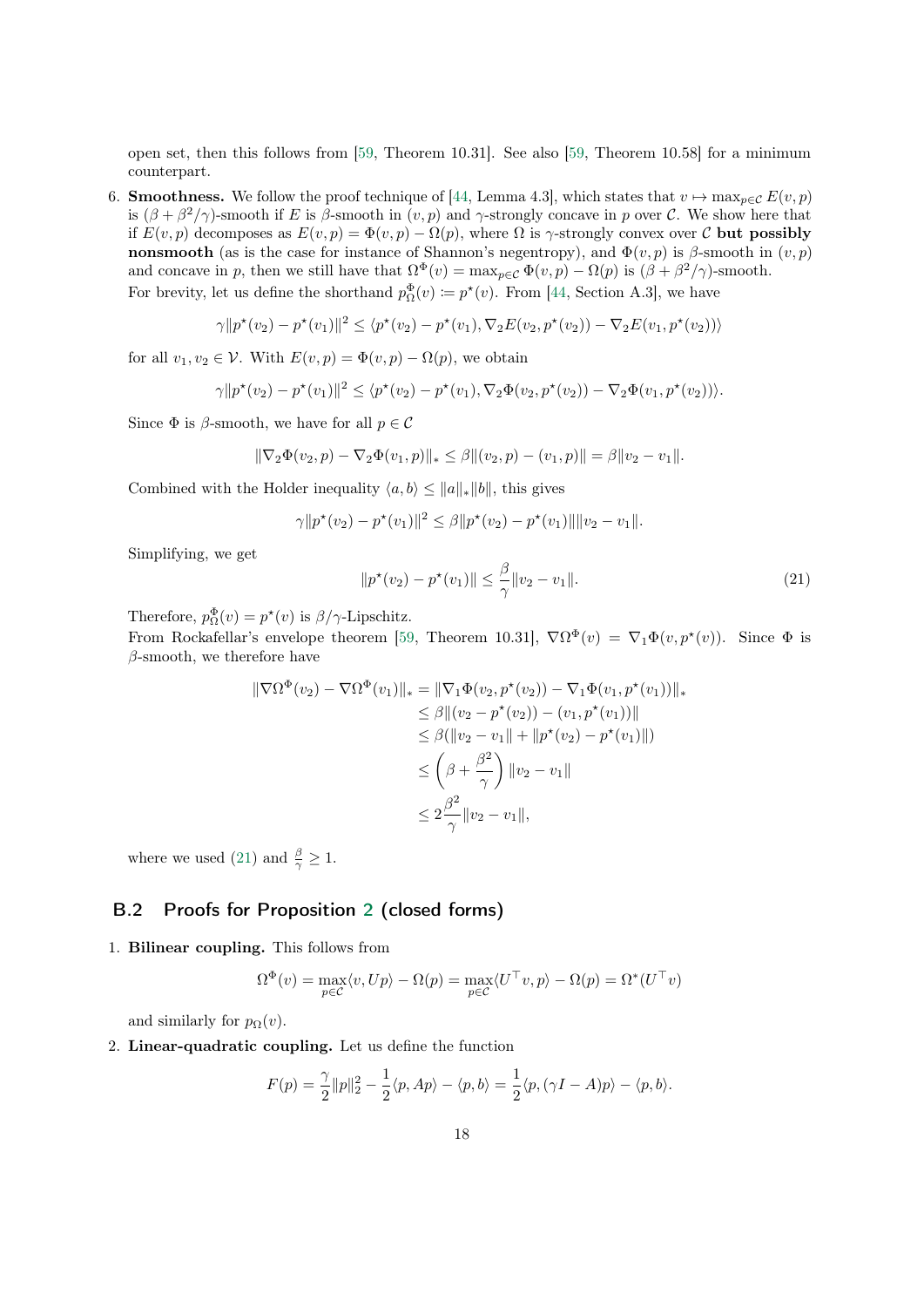open set, then this follows from [59, Theorem 10.31]. See also [59, Theorem 10.58] for a minimum counterpart.

6. **Smoothness.** We follow the proof technique of [44, Lemma 4.3], which states that $v \mapsto \max_{p \in \mathcal{C}} E(v, p)$ is $(\beta + \beta^2/\gamma)$-smooth if $E$ is $\beta$-smooth in $(v, p)$ and $\gamma$-strongly concave in $p$ over $\mathcal{C}$. We show here that if $E(v, p)$ decomposes as $E(v, p) = \Phi(v, p) - \Omega(p)$, where $\Omega$ is $\gamma$-strongly convex over $\mathcal{C}$ **but possibly nonsmooth** (as is the case for instance of Shannon's negentropy), and $\Phi(v, p)$ is $\beta$-smooth in $(v, p)$ and concave in $p$, then we still have that $\Omega^\Phi(v) = \max_{p \in \mathcal{C}} \Phi(v, p) - \Omega(p)$ is $(\beta + \beta^2/\gamma)$-smooth.
   For brevity, let us define the shorthand $p_\Omega^\Phi(v) \coloneqq p^\star(v)$. From [44, Section A.3], we have

$$\gamma \|p^\star(v_2) - p^\star(v_1)\|^2 \leq \langle p^\star(v_2) - p^\star(v_1), \nabla_2 E(v_2, p^\star(v_2)) - \nabla_2 E(v_1, p^\star(v_2)) \rangle$$

   for all $v_1, v_2 \in \mathcal{V}$. With $E(v, p) = \Phi(v, p) - \Omega(p)$, we obtain

$$\gamma \|p^\star(v_2) - p^\star(v_1)\|^2 \leq \langle p^\star(v_2) - p^\star(v_1), \nabla_2 \Phi(v_2, p^\star(v_2)) - \nabla_2 \Phi(v_1, p^\star(v_2)) \rangle.$$

   Since $\Phi$ is $\beta$-smooth, we have for all $p \in \mathcal{C}$

$$\|\nabla_2 \Phi(v_2, p) - \nabla_2 \Phi(v_1, p)\|_* \leq \beta \|(v_2, p) - (v_1, p)\| = \beta \|v_2 - v_1\|.$$

   Combined with the Holder inequality $\langle a, b \rangle \leq \|a\|_* \|b\|$, this gives

$$\gamma \|p^\star(v_2) - p^\star(v_1)\|^2 \leq \beta \|p^\star(v_2) - p^\star(v_1)\| \|v_2 - v_1\|.$$

   Simplifying, we get

$$\|p^\star(v_2) - p^\star(v_1)\| \leq \frac{\beta}{\gamma} \|v_2 - v_1\|. \tag{21}$$

   Therefore, $p_\Omega^\Phi(v) = p^\star(v)$ is $\beta/\gamma$-Lipschitz.
   From Rockafellar's envelope theorem [59, Theorem 10.31], $\nabla \Omega^\Phi(v) = \nabla_1 \Phi(v, p^\star(v))$. Since $\Phi$ is $\beta$-smooth, we therefore have

$$\begin{aligned}
\|\nabla \Omega^\Phi(v_2) - \nabla \Omega^\Phi(v_1)\|_* &= \|\nabla_1 \Phi(v_2, p^\star(v_2)) - \nabla_1 \Phi(v_1, p^\star(v_1))\|_* \\
&\leq \beta \|(v_2 - p^\star(v_2)) - (v_1, p^\star(v_1))\| \\
&\leq \beta (\|v_2 - v_1\| + \|p^\star(v_2) - p^\star(v_1)\|) \\
&\leq \left(\beta + \frac{\beta^2}{\gamma}\right) \|v_2 - v_1\| \\
&\leq 2 \frac{\beta^2}{\gamma} \|v_2 - v_1\|,
\end{aligned}$$

   where we used (21) and $\frac{\beta}{\gamma} \geq 1$.

## B.2 Proofs for Proposition 2 (closed forms)

1. **Bilinear coupling.** This follows from

$$\Omega^\Phi(v) = \max_{p \in \mathcal{C}} \langle v, Up \rangle - \Omega(p) = \max_{p \in \mathcal{C}} \langle U^\top v, p \rangle - \Omega(p) = \Omega^*(U^\top v)$$

   and similarly for $p_\Omega(v)$.

2. **Linear-quadratic coupling.** Let us define the function

$$F(p) = \frac{\gamma}{2} \|p\|_2^2 - \frac{1}{2} \langle p, Ap \rangle - \langle p, b \rangle = \frac{1}{2} \langle p, (\gamma I - A)p \rangle - \langle p, b \rangle.$$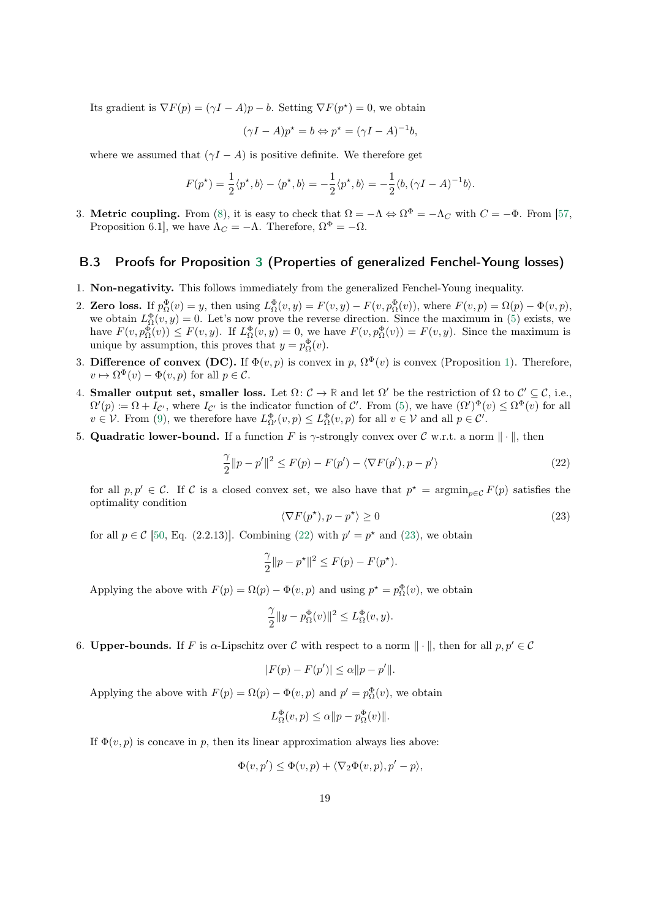Its gradient is $\nabla F(p) = (\gamma I - A)p - b$. Setting $\nabla F(p^\star) = 0$, we obtain

$$(\gamma I - A)p^\star = b \Leftrightarrow p^\star = (\gamma I - A)^{-1}b,$$

where we assumed that $(\gamma I - A)$ is positive definite. We therefore get

$$F(p^\star) = \frac{1}{2}\langle p^\star, b\rangle - \langle p^\star, b\rangle = -\frac{1}{2}\langle p^\star, b\rangle = -\frac{1}{2}\langle b, (\gamma I - A)^{-1}b\rangle.$$

3. **Metric coupling.** From (8), it is easy to check that $\Omega = -\Lambda \Leftrightarrow \Omega^\Phi = -\Lambda_C$ with $C = -\Phi$. From [57, Proposition 6.1], we have $\Lambda_C = -\Lambda$. Therefore, $\Omega^\Phi = -\Omega$.

### B.3 Proofs for Proposition 3 (Properties of generalized Fenchel-Young losses)

1. **Non-negativity.** This follows immediately from the generalized Fenchel-Young inequality.
2. **Zero loss.** If $p_\Omega^\Phi(v) = y$, then using $L_\Omega^\Phi(v, y) = F(v, y) - F(v, p_\Omega^\Phi(v))$, where $F(v, p) = \Omega(p) - \Phi(v, p)$, we obtain $L_\Omega^\Phi(v, y) = 0$. Let's now prove the reverse direction. Since the maximum in (5) exists, we have $F(v, p_\Omega^\Phi(v)) \leq F(v, y)$. If $L_\Omega^\Phi(v, y) = 0$, we have $F(v, p_\Omega^\Phi(v)) = F(v, y)$. Since the maximum is unique by assumption, this proves that $y = p_\Omega^\Phi(v)$.
3. **Difference of convex (DC).** If $\Phi(v, p)$ is convex in $p$, $\Omega^\Phi(v)$ is convex (Proposition 1). Therefore, $v \mapsto \Omega^\Phi(v) - \Phi(v, p)$ for all $p \in \mathcal{C}$.
4. **Smaller output set, smaller loss.** Let $\Omega\colon \mathcal{C} \to \mathbb{R}$ and let $\Omega'$ be the restriction of $\Omega$ to $\mathcal{C}' \subseteq \mathcal{C}$, i.e., $\Omega'(p) \coloneqq \Omega + I_{\mathcal{C}'}$, where $I_{\mathcal{C}'}$ is the indicator function of $\mathcal{C}'$. From (5), we have $(\Omega')^\Phi(v) \leq \Omega^\Phi(v)$ for all $v \in \mathcal{V}$. From (9), we therefore have $L_{\Omega'}^\Phi(v, p) \leq L_\Omega^\Phi(v, p)$ for all $v \in \mathcal{V}$ and all $p \in \mathcal{C}'$.
5. **Quadratic lower-bound.** If a function $F$ is $\gamma$-strongly convex over $\mathcal{C}$ w.r.t. a norm $\|\cdot\|$, then

$$\frac{\gamma}{2}\|p - p'\|^2 \leq F(p) - F(p') - \langle \nabla F(p'), p - p'\rangle \tag{22}$$

for all $p, p' \in \mathcal{C}$. If $\mathcal{C}$ is a closed convex set, we also have that $p^\star = \operatorname{argmin}_{p \in \mathcal{C}} F(p)$ satisfies the optimality condition

$$\langle \nabla F(p^\star), p - p^\star\rangle \geq 0 \tag{23}$$

for all $p \in \mathcal{C}$ [50, Eq. (2.2.13)]. Combining (22) with $p' = p^\star$ and (23), we obtain

$$\frac{\gamma}{2}\|p - p^\star\|^2 \leq F(p) - F(p^\star).$$

Applying the above with $F(p) = \Omega(p) - \Phi(v, p)$ and using $p^\star = p_\Omega^\Phi(v)$, we obtain

$$\frac{\gamma}{2}\|y - p_\Omega^\Phi(v)\|^2 \leq L_\Omega^\Phi(v, y).$$

6. **Upper-bounds.** If $F$ is $\alpha$-Lipschitz over $\mathcal{C}$ with respect to a norm $\|\cdot\|$, then for all $p, p' \in \mathcal{C}$

$$|F(p) - F(p')| \leq \alpha\|p - p'\|.$$

Applying the above with $F(p) = \Omega(p) - \Phi(v, p)$ and $p' = p_\Omega^\Phi(v)$, we obtain

$$L_\Omega^\Phi(v, p) \leq \alpha\|p - p_\Omega^\Phi(v)\|.$$

If $\Phi(v, p)$ is concave in $p$, then its linear approximation always lies above:

$$\Phi(v, p') \leq \Phi(v, p) + \langle \nabla_2 \Phi(v, p), p' - p\rangle,$$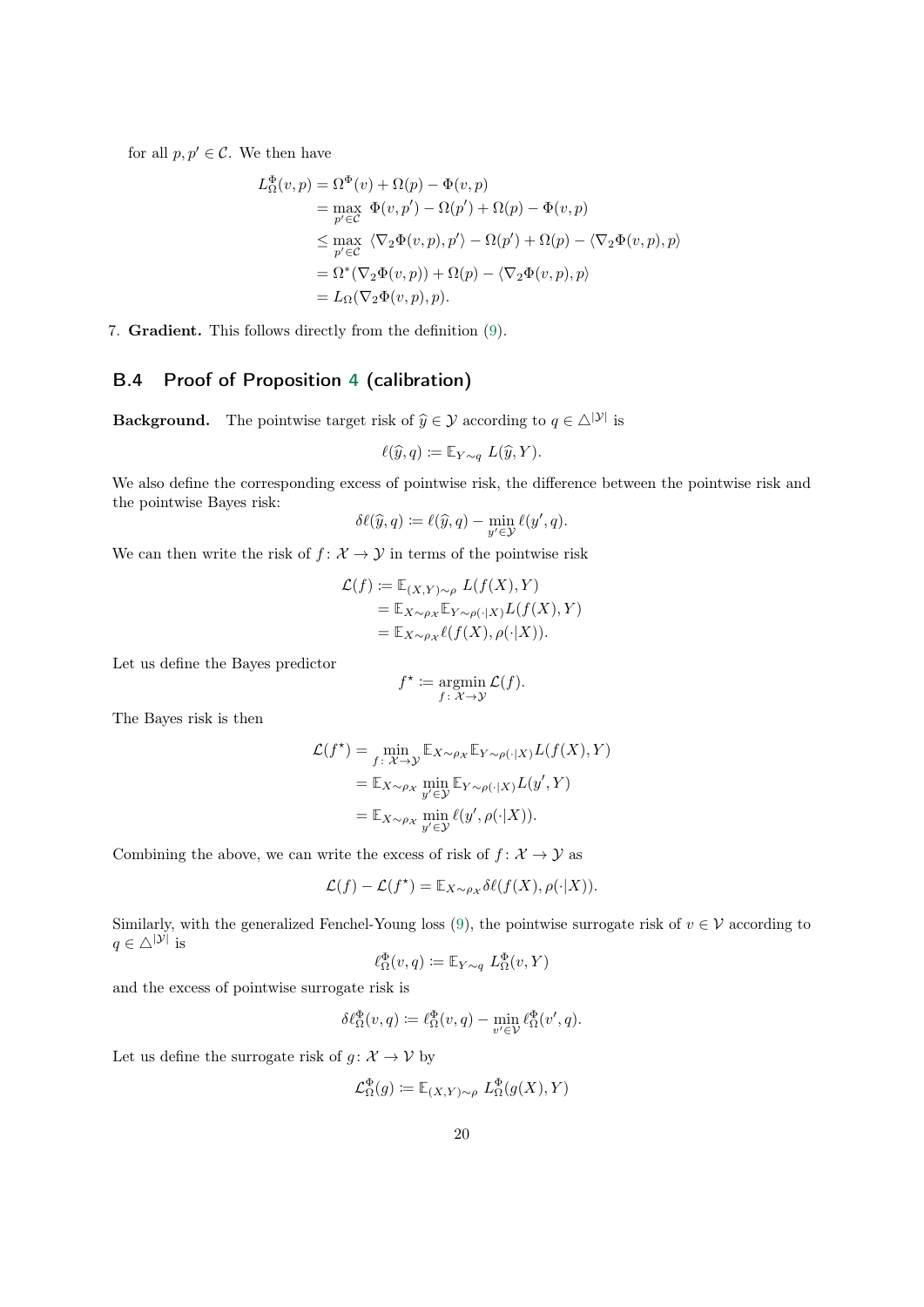for all $p, p' \in \mathcal{C}$. We then have

$$
\begin{aligned}
L_\Omega^\Phi(v, p) &= \Omega^\Phi(v) + \Omega(p) - \Phi(v, p) \\
&= \max_{p' \in \mathcal{C}} \; \Phi(v, p') - \Omega(p') + \Omega(p) - \Phi(v, p) \\
&\leq \max_{p' \in \mathcal{C}} \; \langle \nabla_2 \Phi(v, p), p' \rangle - \Omega(p') + \Omega(p) - \langle \nabla_2 \Phi(v, p), p \rangle \\
&= \Omega^*(\nabla_2 \Phi(v, p)) + \Omega(p) - \langle \nabla_2 \Phi(v, p), p \rangle \\
&= L_\Omega(\nabla_2 \Phi(v, p), p).
\end{aligned}
$$

7. **Gradient.** This follows directly from the definition (9).

## B.4 Proof of Proposition 4 (calibration)

**Background.** The pointwise target risk of $\widehat{y} \in \mathcal{Y}$ according to $q \in \triangle^{|\mathcal{Y}|}$ is

$$
\ell(\widehat{y}, q) \coloneqq \mathbb{E}_{Y \sim q} \; L(\widehat{y}, Y).
$$

We also define the corresponding excess of pointwise risk, the difference between the pointwise risk and the pointwise Bayes risk:

$$
\delta\ell(\widehat{y}, q) \coloneqq \ell(\widehat{y}, q) - \min_{y' \in \mathcal{Y}} \ell(y', q).
$$

We can then write the risk of $f \colon \mathcal{X} \to \mathcal{Y}$ in terms of the pointwise risk

$$
\begin{aligned}
\mathcal{L}(f) &\coloneqq \mathbb{E}_{(X,Y) \sim \rho} \; L(f(X), Y) \\
&= \mathbb{E}_{X \sim \rho_\mathcal{X}} \mathbb{E}_{Y \sim \rho(\cdot|X)} L(f(X), Y) \\
&= \mathbb{E}_{X \sim \rho_\mathcal{X}} \ell(f(X), \rho(\cdot|X)).
\end{aligned}
$$

Let us define the Bayes predictor

$$
f^\star \coloneqq \operatorname*{argmin}_{f \colon \mathcal{X} \to \mathcal{Y}} \mathcal{L}(f).
$$

The Bayes risk is then

$$
\begin{aligned}
\mathcal{L}(f^\star) &= \min_{f \colon \mathcal{X} \to \mathcal{Y}} \mathbb{E}_{X \sim \rho_\mathcal{X}} \mathbb{E}_{Y \sim \rho(\cdot|X)} L(f(X), Y) \\
&= \mathbb{E}_{X \sim \rho_\mathcal{X}} \min_{y' \in \mathcal{Y}} \mathbb{E}_{Y \sim \rho(\cdot|X)} L(y', Y) \\
&= \mathbb{E}_{X \sim \rho_\mathcal{X}} \min_{y' \in \mathcal{Y}} \ell(y', \rho(\cdot|X)).
\end{aligned}
$$

Combining the above, we can write the excess of risk of $f \colon \mathcal{X} \to \mathcal{Y}$ as

$$
\mathcal{L}(f) - \mathcal{L}(f^\star) = \mathbb{E}_{X \sim \rho_\mathcal{X}} \delta\ell(f(X), \rho(\cdot|X)).
$$

Similarly, with the generalized Fenchel-Young loss (9), the pointwise surrogate risk of $v \in \mathcal{V}$ according to $q \in \triangle^{|\mathcal{Y}|}$ is

$$
\ell_\Omega^\Phi(v, q) \coloneqq \mathbb{E}_{Y \sim q} \; L_\Omega^\Phi(v, Y)
$$

and the excess of pointwise surrogate risk is

$$
\delta\ell_\Omega^\Phi(v, q) \coloneqq \ell_\Omega^\Phi(v, q) - \min_{v' \in \mathcal{V}} \ell_\Omega^\Phi(v', q).
$$

Let us define the surrogate risk of $g \colon \mathcal{X} \to \mathcal{V}$ by

$$
\mathcal{L}_\Omega^\Phi(g) \coloneqq \mathbb{E}_{(X,Y) \sim \rho} \; L_\Omega^\Phi(g(X), Y)
$$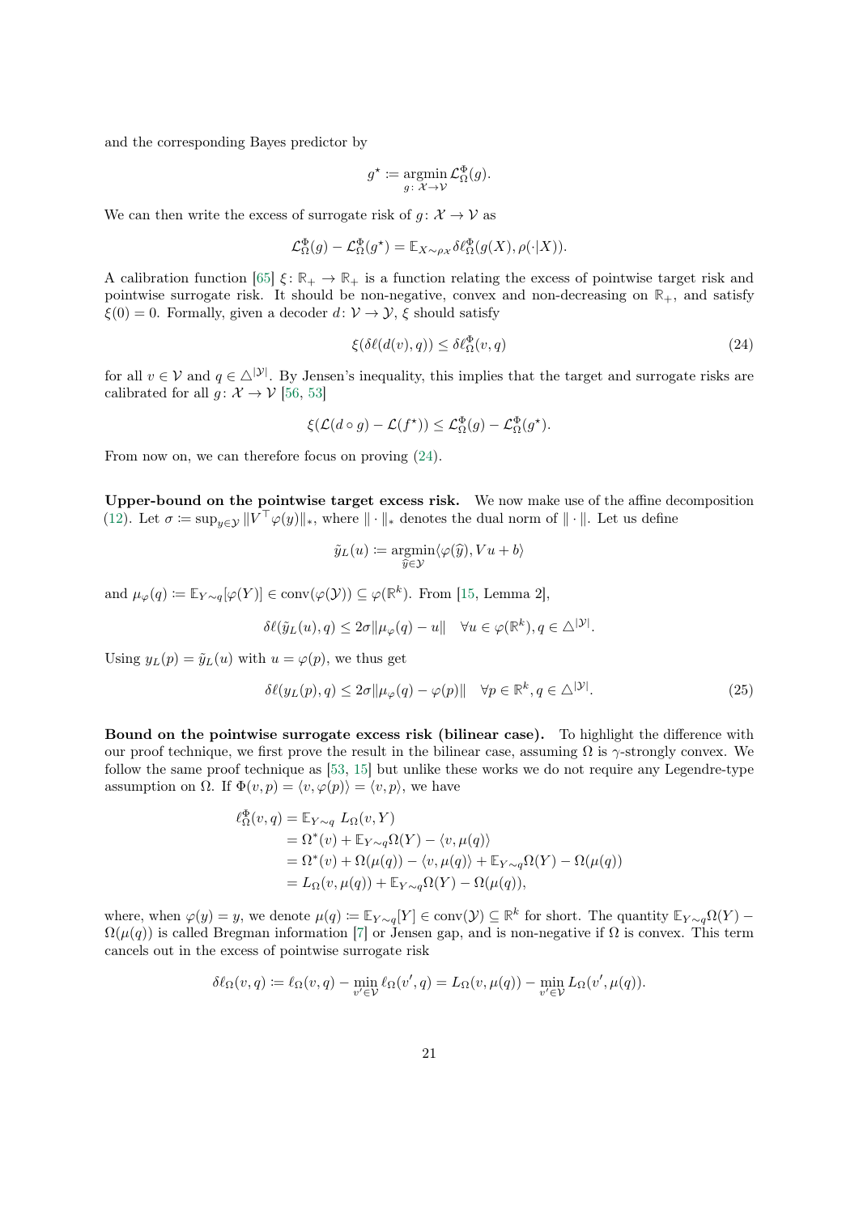and the corresponding Bayes predictor by

$$g^\star := \operatorname*{argmin}_{g \colon \mathcal{X} \to \mathcal{V}} \mathcal{L}_\Omega^\Phi(g).$$

We can then write the excess of surrogate risk of $g \colon \mathcal{X} \to \mathcal{V}$ as

$$\mathcal{L}_\Omega^\Phi(g) - \mathcal{L}_\Omega^\Phi(g^\star) = \mathbb{E}_{X \sim \rho_X} \delta\ell_\Omega^\Phi(g(X), \rho(\cdot|X)).$$

A calibration function [65] $\xi \colon \mathbb{R}_+ \to \mathbb{R}_+$ is a function relating the excess of pointwise target risk and pointwise surrogate risk. It should be non-negative, convex and non-decreasing on $\mathbb{R}_+$, and satisfy $\xi(0) = 0$. Formally, given a decoder $d \colon \mathcal{V} \to \mathcal{Y}$, $\xi$ should satisfy

$$\xi(\delta\ell(d(v), q)) \leq \delta\ell_\Omega^\Phi(v, q) \tag{24}$$

for all $v \in \mathcal{V}$ and $q \in \triangle^{|\mathcal{Y}|}$. By Jensen's inequality, this implies that the target and surrogate risks are calibrated for all $g \colon \mathcal{X} \to \mathcal{V}$ [56, 53]

$$\xi(\mathcal{L}(d \circ g) - \mathcal{L}(f^\star)) \leq \mathcal{L}_\Omega^\Phi(g) - \mathcal{L}_\Omega^\Phi(g^\star).$$

From now on, we can therefore focus on proving (24).

**Upper-bound on the pointwise target excess risk.** We now make use of the affine decomposition (12). Let $\sigma := \sup_{y \in \mathcal{Y}} \|V^\top \varphi(y)\|_*$, where $\|\cdot\|_*$ denotes the dual norm of $\|\cdot\|$. Let us define

$$\tilde{y}_L(u) := \operatorname*{argmin}_{\widehat{y} \in \mathcal{Y}} \langle \varphi(\widehat{y}), Vu + b \rangle$$

and $\mu_\varphi(q) := \mathbb{E}_{Y \sim q}[\varphi(Y)] \in \operatorname{conv}(\varphi(\mathcal{Y})) \subseteq \varphi(\mathbb{R}^k)$. From [15, Lemma 2],

$$\delta\ell(\tilde{y}_L(u), q) \leq 2\sigma \|\mu_\varphi(q) - u\| \quad \forall u \in \varphi(\mathbb{R}^k), q \in \triangle^{|\mathcal{Y}|}.$$

Using $y_L(p) = \tilde{y}_L(u)$ with $u = \varphi(p)$, we thus get

$$\delta\ell(y_L(p), q) \leq 2\sigma \|\mu_\varphi(q) - \varphi(p)\| \quad \forall p \in \mathbb{R}^k, q \in \triangle^{|\mathcal{Y}|}. \tag{25}$$

**Bound on the pointwise surrogate excess risk (bilinear case).** To highlight the difference with our proof technique, we first prove the result in the bilinear case, assuming $\Omega$ is $\gamma$-strongly convex. We follow the same proof technique as [53, 15] but unlike these works we do not require any Legendre-type assumption on $\Omega$. If $\Phi(v, p) = \langle v, \varphi(p) \rangle = \langle v, p \rangle$, we have

$$\begin{aligned}
\ell_\Omega^\Phi(v, q) &= \mathbb{E}_{Y \sim q}\, L_\Omega(v, Y) \\
&= \Omega^*(v) + \mathbb{E}_{Y \sim q}\Omega(Y) - \langle v, \mu(q) \rangle \\
&= \Omega^*(v) + \Omega(\mu(q)) - \langle v, \mu(q) \rangle + \mathbb{E}_{Y \sim q}\Omega(Y) - \Omega(\mu(q)) \\
&= L_\Omega(v, \mu(q)) + \mathbb{E}_{Y \sim q}\Omega(Y) - \Omega(\mu(q)),
\end{aligned}$$

where, when $\varphi(y) = y$, we denote $\mu(q) := \mathbb{E}_{Y \sim q}[Y] \in \operatorname{conv}(\mathcal{Y}) \subseteq \mathbb{R}^k$ for short. The quantity $\mathbb{E}_{Y \sim q}\Omega(Y) - \Omega(\mu(q))$ is called Bregman information [7] or Jensen gap, and is non-negative if $\Omega$ is convex. This term cancels out in the excess of pointwise surrogate risk

$$\delta\ell_\Omega(v, q) := \ell_\Omega(v, q) - \min_{v' \in \mathcal{V}} \ell_\Omega(v', q) = L_\Omega(v, \mu(q)) - \min_{v' \in \mathcal{V}} L_\Omega(v', \mu(q)).$$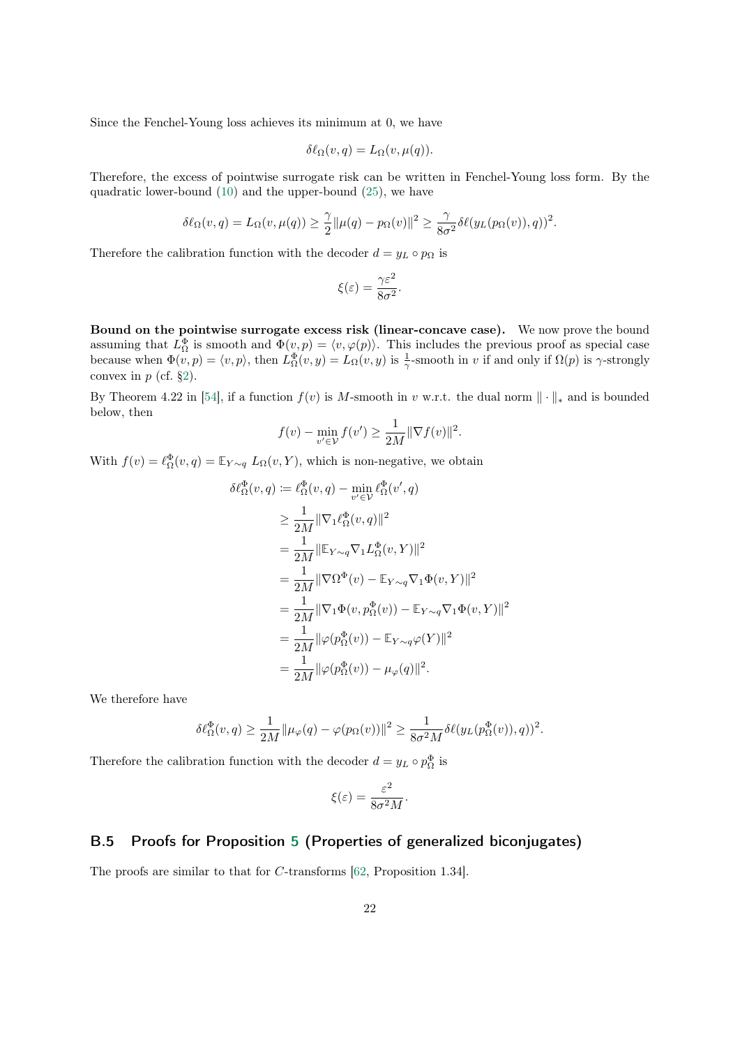Since the Fenchel-Young loss achieves its minimum at 0, we have

$$\delta\ell_\Omega(v, q) = L_\Omega(v, \mu(q)).$$

Therefore, the excess of pointwise surrogate risk can be written in Fenchel-Young loss form. By the quadratic lower-bound (10) and the upper-bound (25), we have

$$\delta\ell_\Omega(v, q) = L_\Omega(v, \mu(q)) \geq \frac{\gamma}{2}\|\mu(q) - p_\Omega(v)\|^2 \geq \frac{\gamma}{8\sigma^2}\delta\ell(y_L(p_\Omega(v)), q))^2.$$

Therefore the calibration function with the decoder $d = y_L \circ p_\Omega$ is

$$\xi(\varepsilon) = \frac{\gamma\varepsilon^2}{8\sigma^2}.$$

**Bound on the pointwise surrogate excess risk (linear-concave case).** We now prove the bound assuming that $L^\Phi_\Omega$ is smooth and $\Phi(v, p) = \langle v, \varphi(p)\rangle$. This includes the previous proof as special case because when $\Phi(v, p) = \langle v, p\rangle$, then $L^\Phi_\Omega(v, y) = L_\Omega(v, y)$ is $\frac{1}{\gamma}$-smooth in $v$ if and only if $\Omega(p)$ is $\gamma$-strongly convex in $p$ (cf. §2).

By Theorem 4.22 in [54], if a function $f(v)$ is $M$-smooth in $v$ w.r.t. the dual norm $\|\cdot\|_*$ and is bounded below, then

$$f(v) - \min_{v' \in \mathcal{V}} f(v') \geq \frac{1}{2M}\|\nabla f(v)\|^2.$$

With $f(v) = \ell^\Phi_\Omega(v, q) = \mathbb{E}_{Y\sim q}\, L_\Omega(v, Y)$, which is non-negative, we obtain

$$\begin{aligned}
\delta\ell^\Phi_\Omega(v, q) &\coloneqq \ell^\Phi_\Omega(v, q) - \min_{v' \in \mathcal{V}} \ell^\Phi_\Omega(v', q) \\
&\geq \frac{1}{2M}\|\nabla_1 \ell^\Phi_\Omega(v, q)\|^2 \\
&= \frac{1}{2M}\|\mathbb{E}_{Y\sim q}\nabla_1 L^\Phi_\Omega(v, Y)\|^2 \\
&= \frac{1}{2M}\|\nabla\Omega^\Phi(v) - \mathbb{E}_{Y\sim q}\nabla_1\Phi(v, Y)\|^2 \\
&= \frac{1}{2M}\|\nabla_1\Phi(v, p^\Phi_\Omega(v)) - \mathbb{E}_{Y\sim q}\nabla_1\Phi(v, Y)\|^2 \\
&= \frac{1}{2M}\|\varphi(p^\Phi_\Omega(v)) - \mathbb{E}_{Y\sim q}\varphi(Y)\|^2 \\
&= \frac{1}{2M}\|\varphi(p^\Phi_\Omega(v)) - \mu_\varphi(q)\|^2.
\end{aligned}$$

We therefore have

$$\delta\ell^\Phi_\Omega(v, q) \geq \frac{1}{2M}\|\mu_\varphi(q) - \varphi(p_\Omega(v))\|^2 \geq \frac{1}{8\sigma^2 M}\delta\ell(y_L(p^\Phi_\Omega(v)), q))^2.$$

Therefore the calibration function with the decoder $d = y_L \circ p^\Phi_\Omega$ is

$$\xi(\varepsilon) = \frac{\varepsilon^2}{8\sigma^2 M}.$$

## B.5 Proofs for Proposition 5 (Properties of generalized biconjugates)

The proofs are similar to that for $C$-transforms [62, Proposition 1.34].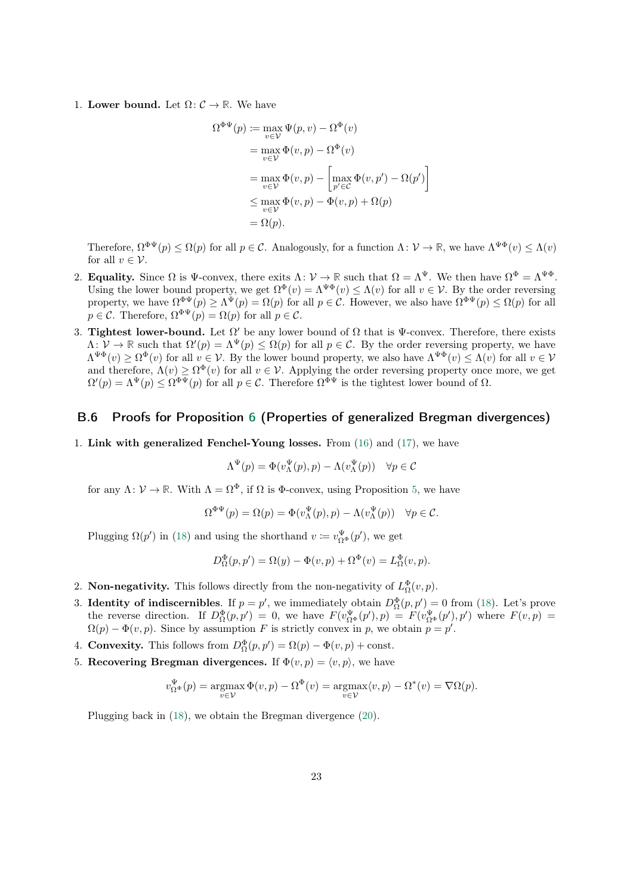1. **Lower bound.** Let $\Omega \colon \mathcal{C} \to \mathbb{R}$. We have

$$
\begin{aligned}
\Omega^{\Phi\Psi}(p) &:= \max_{v \in \mathcal{V}} \Psi(p, v) - \Omega^{\Phi}(v) \\
&= \max_{v \in \mathcal{V}} \Phi(v, p) - \Omega^{\Phi}(v) \\
&= \max_{v \in \mathcal{V}} \Phi(v, p) - \left[ \max_{p' \in \mathcal{C}} \Phi(v, p') - \Omega(p') \right] \\
&\leq \max_{v \in \mathcal{V}} \Phi(v, p) - \Phi(v, p) + \Omega(p) \\
&= \Omega(p).
\end{aligned}
$$

   Therefore, $\Omega^{\Phi\Psi}(p) \leq \Omega(p)$ for all $p \in \mathcal{C}$. Analogously, for a function $\Lambda \colon \mathcal{V} \to \mathbb{R}$, we have $\Lambda^{\Psi\Phi}(v) \leq \Lambda(v)$ for all $v \in \mathcal{V}$.

2. **Equality.** Since $\Omega$ is $\Psi$-convex, there exits $\Lambda \colon \mathcal{V} \to \mathbb{R}$ such that $\Omega = \Lambda^{\Psi}$. We then have $\Omega^{\Phi} = \Lambda^{\Psi\Phi}$. Using the lower bound property, we get $\Omega^{\Phi}(v) = \Lambda^{\Psi\Phi}(v) \leq \Lambda(v)$ for all $v \in \mathcal{V}$. By the order reversing property, we have $\Omega^{\Phi\Psi}(p) \geq \Lambda^{\Psi}(p) = \Omega(p)$ for all $p \in \mathcal{C}$. However, we also have $\Omega^{\Phi\Psi}(p) \leq \Omega(p)$ for all $p \in \mathcal{C}$. Therefore, $\Omega^{\Phi\Psi}(p) = \Omega(p)$ for all $p \in \mathcal{C}$.

3. **Tightest lower-bound.** Let $\Omega'$ be any lower bound of $\Omega$ that is $\Psi$-convex. Therefore, there exists $\Lambda \colon \mathcal{V} \to \mathbb{R}$ such that $\Omega'(p) = \Lambda^{\Psi}(p) \leq \Omega(p)$ for all $p \in \mathcal{C}$. By the order reversing property, we have $\Lambda^{\Psi\Phi}(v) \geq \Omega^{\Phi}(v)$ for all $v \in \mathcal{V}$. By the lower bound property, we also have $\Lambda^{\Psi\Phi}(v) \leq \Lambda(v)$ for all $v \in \mathcal{V}$ and therefore, $\Lambda(v) \geq \Omega^{\Phi}(v)$ for all $v \in \mathcal{V}$. Applying the order reversing property once more, we get $\Omega'(p) = \Lambda^{\Psi}(p) \leq \Omega^{\Phi\Psi}(p)$ for all $p \in \mathcal{C}$. Therefore $\Omega^{\Phi\Psi}$ is the tightest lower bound of $\Omega$.

## B.6 Proofs for Proposition 6 (Properties of generalized Bregman divergences)

1. **Link with generalized Fenchel-Young losses.** From (16) and (17), we have

$$
\Lambda^{\Psi}(p) = \Phi(v^{\Psi}_{\Lambda}(p), p) - \Lambda(v^{\Psi}_{\Lambda}(p)) \quad \forall p \in \mathcal{C}
$$

   for any $\Lambda \colon \mathcal{V} \to \mathbb{R}$. With $\Lambda = \Omega^{\Phi}$, if $\Omega$ is $\Phi$-convex, using Proposition 5, we have

$$
\Omega^{\Phi\Psi}(p) = \Omega(p) = \Phi(v^{\Psi}_{\Lambda}(p), p) - \Lambda(v^{\Psi}_{\Lambda}(p)) \quad \forall p \in \mathcal{C}.
$$

   Plugging $\Omega(p')$ in (18) and using the shorthand $v := v^{\Psi}_{\Omega^{\Phi}}(p')$, we get

$$
D^{\Phi}_{\Omega}(p, p') = \Omega(y) - \Phi(v, p) + \Omega^{\Phi}(v) = L^{\Phi}_{\Omega}(v, p).
$$

2. **Non-negativity.** This follows directly from the non-negativity of $L^{\Phi}_{\Omega}(v, p)$.

3. **Identity of indiscernibles**. If $p = p'$, we immediately obtain $D^{\Phi}_{\Omega}(p, p') = 0$ from (18). Let's prove the reverse direction. If $D^{\Phi}_{\Omega}(p, p') = 0$, we have $F(v^{\Psi}_{\Omega^{\Phi}}(p'), p) = F(v^{\Psi}_{\Omega^{\Phi}}(p'), p')$ where $F(v, p) = \Omega(p) - \Phi(v, p)$. Since by assumption $F$ is strictly convex in $p$, we obtain $p = p'$.

4. **Convexity.** This follows from $D^{\Phi}_{\Omega}(p, p') = \Omega(p) - \Phi(v, p) + \text{const}$.

5. **Recovering Bregman divergences.** If $\Phi(v, p) = \langle v, p \rangle$, we have

$$
v^{\Psi}_{\Omega^{\Phi}}(p) = \operatorname*{argmax}_{v \in \mathcal{V}} \Phi(v, p) - \Omega^{\Phi}(v) = \operatorname*{argmax}_{v \in \mathcal{V}} \langle v, p \rangle - \Omega^{*}(v) = \nabla \Omega(p).
$$

   Plugging back in (18), we obtain the Bregman divergence (20).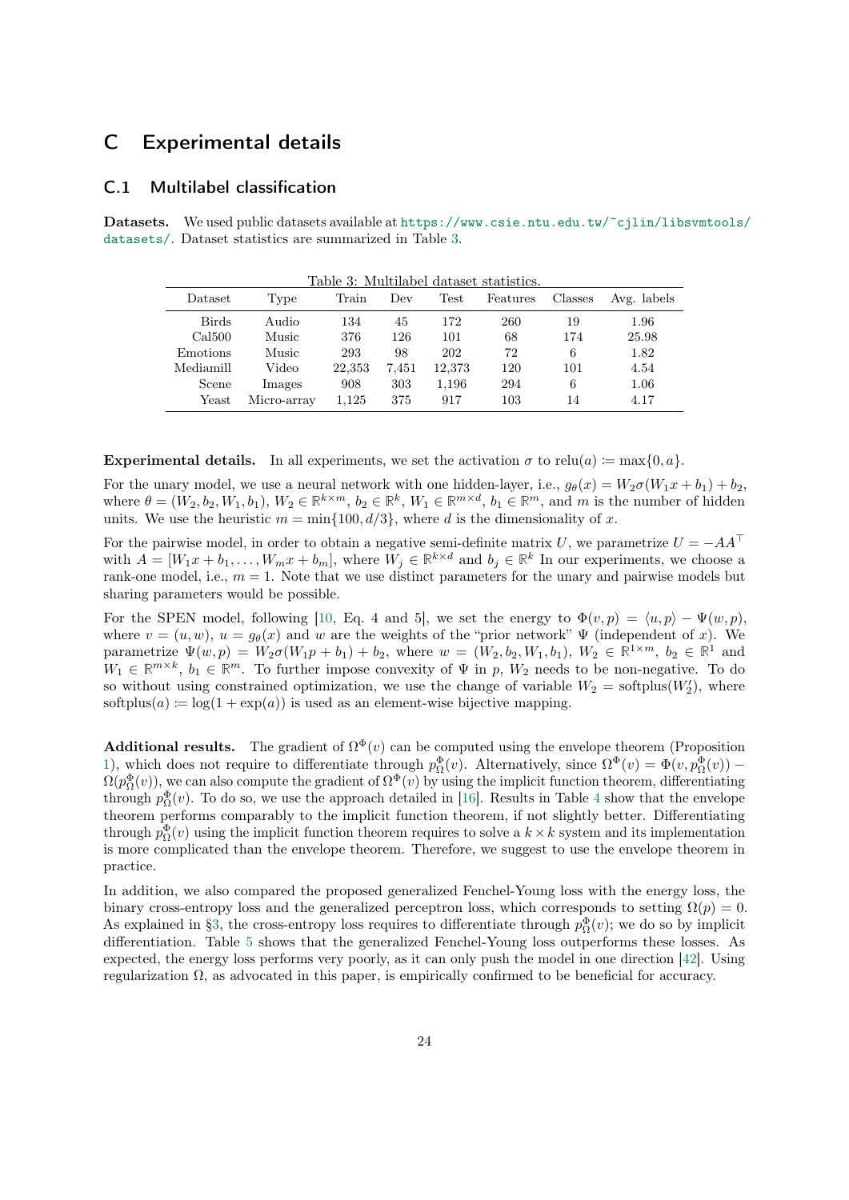# C Experimental details

## C.1 Multilabel classification

**Datasets.** We used public datasets available at https://www.csie.ntu.edu.tw/~cjlin/libsvmtools/datasets/. Dataset statistics are summarized in Table 3.

Table 3: Multilabel dataset statistics.

| Dataset | Type | Train | Dev | Test | Features | Classes | Avg. labels |
|---|---|---|---|---|---|---|---|
| Birds | Audio | 134 | 45 | 172 | 260 | 19 | 1.96 |
| Cal500 | Music | 376 | 126 | 101 | 68 | 174 | 25.98 |
| Emotions | Music | 293 | 98 | 202 | 72 | 6 | 1.82 |
| Mediamill | Video | 22,353 | 7,451 | 12,373 | 120 | 101 | 4.54 |
| Scene | Images | 908 | 303 | 1,196 | 294 | 6 | 1.06 |
| Yeast | Micro-array | 1,125 | 375 | 917 | 103 | 14 | 4.17 |

**Experimental details.** In all experiments, we set the activation $\sigma$ to $\text{relu}(a) \coloneqq \max\{0, a\}$.

For the unary model, we use a neural network with one hidden-layer, i.e., $g_\theta(x) = W_2\sigma(W_1 x + b_1) + b_2$, where $\theta = (W_2, b_2, W_1, b_1)$, $W_2 \in \mathbb{R}^{k \times m}$, $b_2 \in \mathbb{R}^k$, $W_1 \in \mathbb{R}^{m \times d}$, $b_1 \in \mathbb{R}^m$, and $m$ is the number of hidden units. We use the heuristic $m = \min\{100, d/3\}$, where $d$ is the dimensionality of $x$.

For the pairwise model, in order to obtain a negative semi-definite matrix $U$, we parametrize $U = -AA^\top$ with $A = [W_1 x + b_1, \ldots, W_m x + b_m]$, where $W_j \in \mathbb{R}^{k \times d}$ and $b_j \in \mathbb{R}^k$ In our experiments, we choose a rank-one model, i.e., $m = 1$. Note that we use distinct parameters for the unary and pairwise models but sharing parameters would be possible.

For the SPEN model, following [10, Eq. 4 and 5], we set the energy to $\Phi(v, p) = \langle u, p \rangle - \Psi(w, p)$, where $v = (u, w)$, $u = g_\theta(x)$ and $w$ are the weights of the "prior network" $\Psi$ (independent of $x$). We parametrize $\Psi(w, p) = W_2\sigma(W_1 p + b_1) + b_2$, where $w = (W_2, b_2, W_1, b_1)$, $W_2 \in \mathbb{R}^{1 \times m}$, $b_2 \in \mathbb{R}^1$ and $W_1 \in \mathbb{R}^{m \times k}$, $b_1 \in \mathbb{R}^m$. To further impose convexity of $\Psi$ in $p$, $W_2$ needs to be non-negative. To do so without using constrained optimization, we use the change of variable $W_2 = \text{softplus}(W_2')$, where $\text{softplus}(a) \coloneqq \log(1 + \exp(a))$ is used as an element-wise bijective mapping.

**Additional results.** The gradient of $\Omega^\Phi(v)$ can be computed using the envelope theorem (Proposition 1), which does not require to differentiate through $p_\Omega^\Phi(v)$. Alternatively, since $\Omega^\Phi(v) = \Phi(v, p_\Omega^\Phi(v)) - \Omega(p_\Omega^\Phi(v))$, we can also compute the gradient of $\Omega^\Phi(v)$ by using the implicit function theorem, differentiating through $p_\Omega^\Phi(v)$. To do so, we use the approach detailed in [16]. Results in Table 4 show that the envelope theorem performs comparably to the implicit function theorem, if not slightly better. Differentiating through $p_\Omega^\Phi(v)$ using the implicit function theorem requires to solve a $k \times k$ system and its implementation is more complicated than the envelope theorem. Therefore, we suggest to use the envelope theorem in practice.

In addition, we also compared the proposed generalized Fenchel-Young loss with the energy loss, the binary cross-entropy loss and the generalized perceptron loss, which corresponds to setting $\Omega(p) = 0$. As explained in §3, the cross-entropy loss requires to differentiate through $p_\Omega^\Phi(v)$; we do so by implicit differentiation. Table 5 shows that the generalized Fenchel-Young loss outperforms these losses. As expected, the energy loss performs very poorly, as it can only push the model in one direction [42]. Using regularization $\Omega$, as advocated in this paper, is empirically confirmed to be beneficial for accuracy.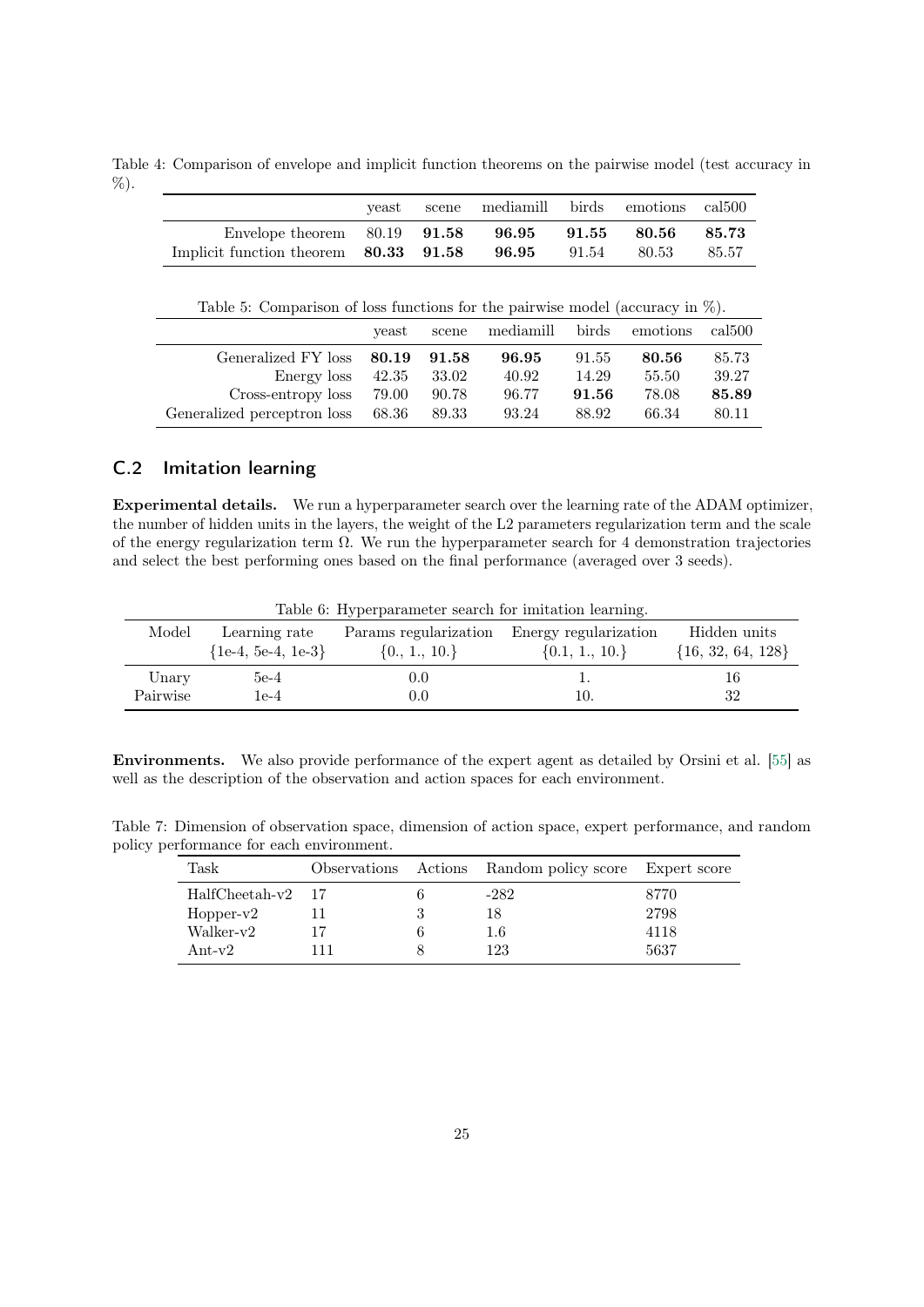Table 4: Comparison of envelope and implicit function theorems on the pairwise model (test accuracy in %).

| | yeast | scene | mediamill | birds | emotions | cal500 |
|---|---|---|---|---|---|---|
| Envelope theorem | 80.19 | **91.58** | **96.95** | **91.55** | **80.56** | **85.73** |
| Implicit function theorem | **80.33** | **91.58** | **96.95** | 91.54 | 80.53 | 85.57 |

Table 5: Comparison of loss functions for the pairwise model (accuracy in %).

| | yeast | scene | mediamill | birds | emotions | cal500 |
|---|---|---|---|---|---|---|
| Generalized FY loss | **80.19** | **91.58** | **96.95** | 91.55 | **80.56** | 85.73 |
| Energy loss | 42.35 | 33.02 | 40.92 | 14.29 | 55.50 | 39.27 |
| Cross-entropy loss | 79.00 | 90.78 | 96.77 | **91.56** | 78.08 | **85.89** |
| Generalized perceptron loss | 68.36 | 89.33 | 93.24 | 88.92 | 66.34 | 80.11 |

## C.2 Imitation learning

**Experimental details.** We run a hyperparameter search over the learning rate of the ADAM optimizer, the number of hidden units in the layers, the weight of the L2 parameters regularization term and the scale of the energy regularization term $\Omega$. We run the hyperparameter search for 4 demonstration trajectories and select the best performing ones based on the final performance (averaged over 3 seeds).

Table 6: Hyperparameter search for imitation learning.

| Model | Learning rate {1e-4, 5e-4, 1e-3} | Params regularization {0., 1., 10.} | Energy regularization {0.1, 1., 10.} | Hidden units {16, 32, 64, 128} |
|---|---|---|---|---|
| Unary | 5e-4 | 0.0 | 1. | 16 |
| Pairwise | 1e-4 | 0.0 | 10. | 32 |

**Environments.** We also provide performance of the expert agent as detailed by Orsini et al. [55] as well as the description of the observation and action spaces for each environment.

Table 7: Dimension of observation space, dimension of action space, expert performance, and random policy performance for each environment.

| Task | Observations | Actions | Random policy score | Expert score |
|---|---|---|---|---|
| HalfCheetah-v2 | 17 | 6 | -282 | 8770 |
| Hopper-v2 | 11 | 3 | 18 | 2798 |
| Walker-v2 | 17 | 6 | 1.6 | 4118 |
| Ant-v2 | 111 | 8 | 123 | 5637 |